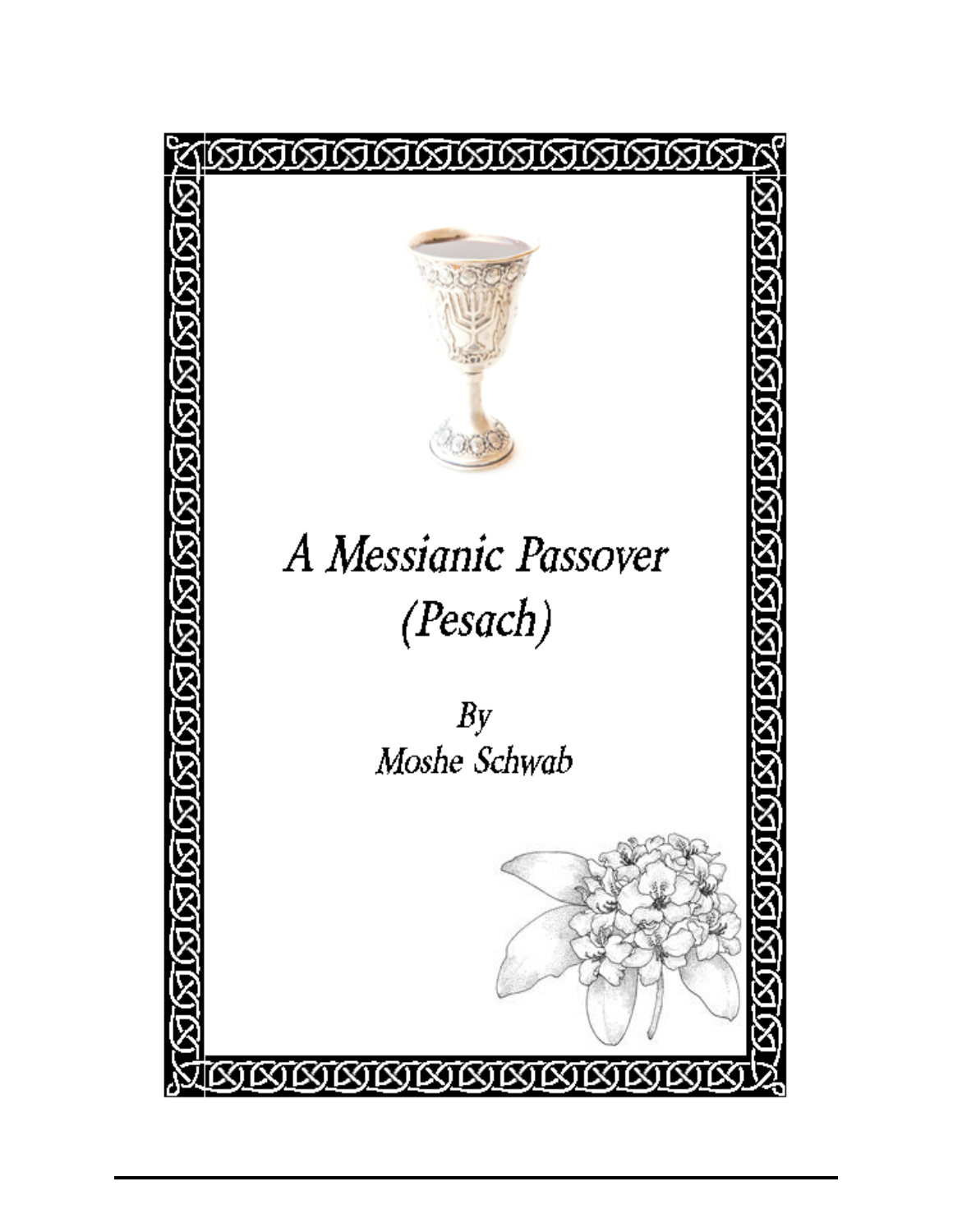# *A Messianic Passover (Pesach)*

*By*
*Moshe Schwab*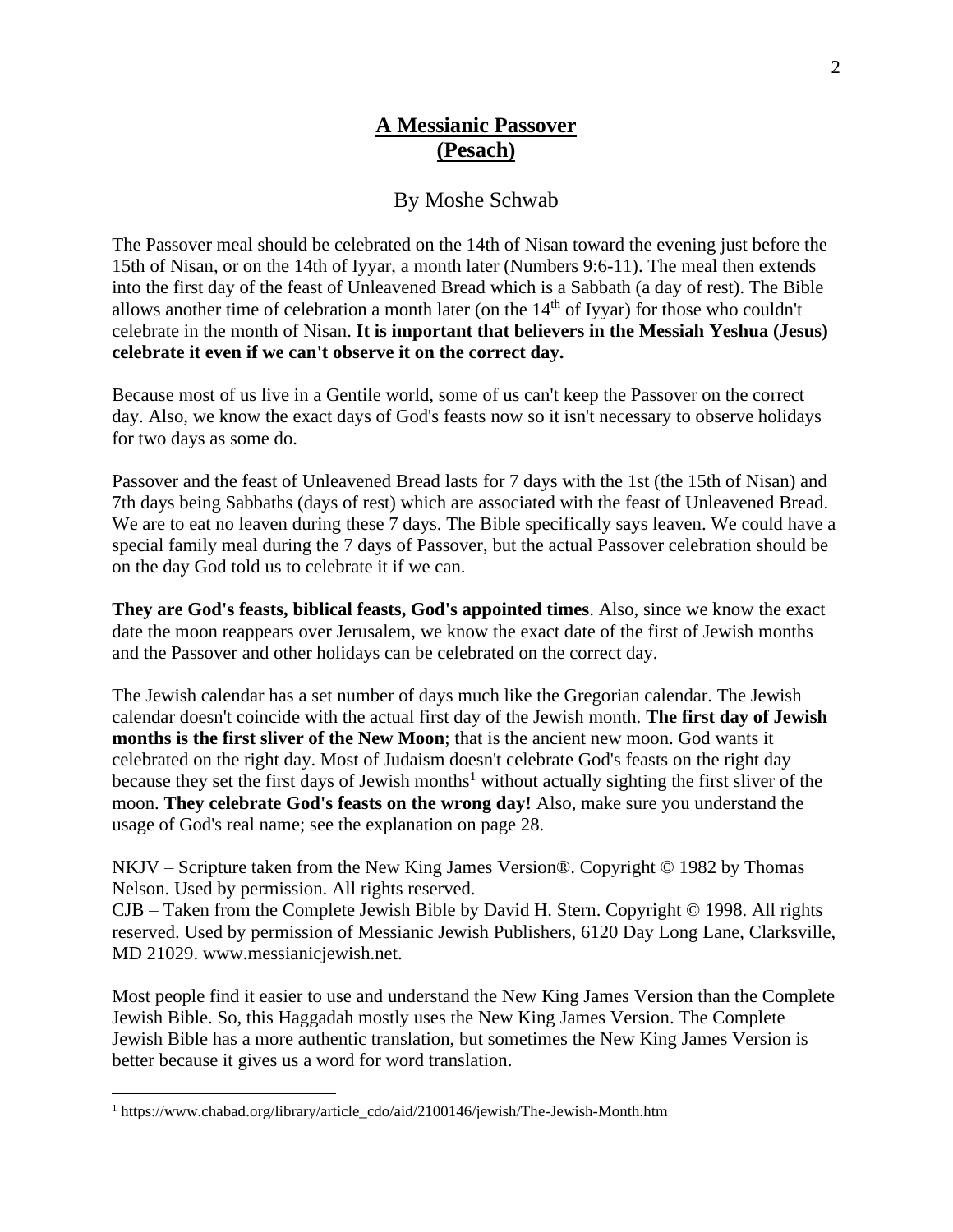# A Messianic Passover
# (Pesach)

By Moshe Schwab

The Passover meal should be celebrated on the 14th of Nisan toward the evening just before the 15th of Nisan, or on the 14th of Iyyar, a month later (Numbers 9:6-11). The meal then extends into the first day of the feast of Unleavened Bread which is a Sabbath (a day of rest). The Bible allows another time of celebration a month later (on the 14th of Iyyar) for those who couldn't celebrate in the month of Nisan. **It is important that believers in the Messiah Yeshua (Jesus) celebrate it even if we can't observe it on the correct day.**

Because most of us live in a Gentile world, some of us can't keep the Passover on the correct day. Also, we know the exact days of God's feasts now so it isn't necessary to observe holidays for two days as some do.

Passover and the feast of Unleavened Bread lasts for 7 days with the 1st (the 15th of Nisan) and 7th days being Sabbaths (days of rest) which are associated with the feast of Unleavened Bread. We are to eat no leaven during these 7 days. The Bible specifically says leaven. We could have a special family meal during the 7 days of Passover, but the actual Passover celebration should be on the day God told us to celebrate it if we can.

**They are God's feasts, biblical feasts, God's appointed times**. Also, since we know the exact date the moon reappears over Jerusalem, we know the exact date of the first of Jewish months and the Passover and other holidays can be celebrated on the correct day.

The Jewish calendar has a set number of days much like the Gregorian calendar. The Jewish calendar doesn't coincide with the actual first day of the Jewish month. **The first day of Jewish months is the first sliver of the New Moon**; that is the ancient new moon. God wants it celebrated on the right day. Most of Judaism doesn't celebrate God's feasts on the right day because they set the first days of Jewish months[1] without actually sighting the first sliver of the moon. **They celebrate God's feasts on the wrong day!** Also, make sure you understand the usage of God's real name; see the explanation on page 28.

NKJV – Scripture taken from the New King James Version®. Copyright © 1982 by Thomas Nelson. Used by permission. All rights reserved.
CJB – Taken from the Complete Jewish Bible by David H. Stern. Copyright © 1998. All rights reserved. Used by permission of Messianic Jewish Publishers, 6120 Day Long Lane, Clarksville, MD 21029. www.messianicjewish.net.

Most people find it easier to use and understand the New King James Version than the Complete Jewish Bible. So, this Haggadah mostly uses the New King James Version. The Complete Jewish Bible has a more authentic translation, but sometimes the New King James Version is better because it gives us a word for word translation.

---

[1] https://www.chabad.org/library/article_cdo/aid/2100146/jewish/The-Jewish-Month.htm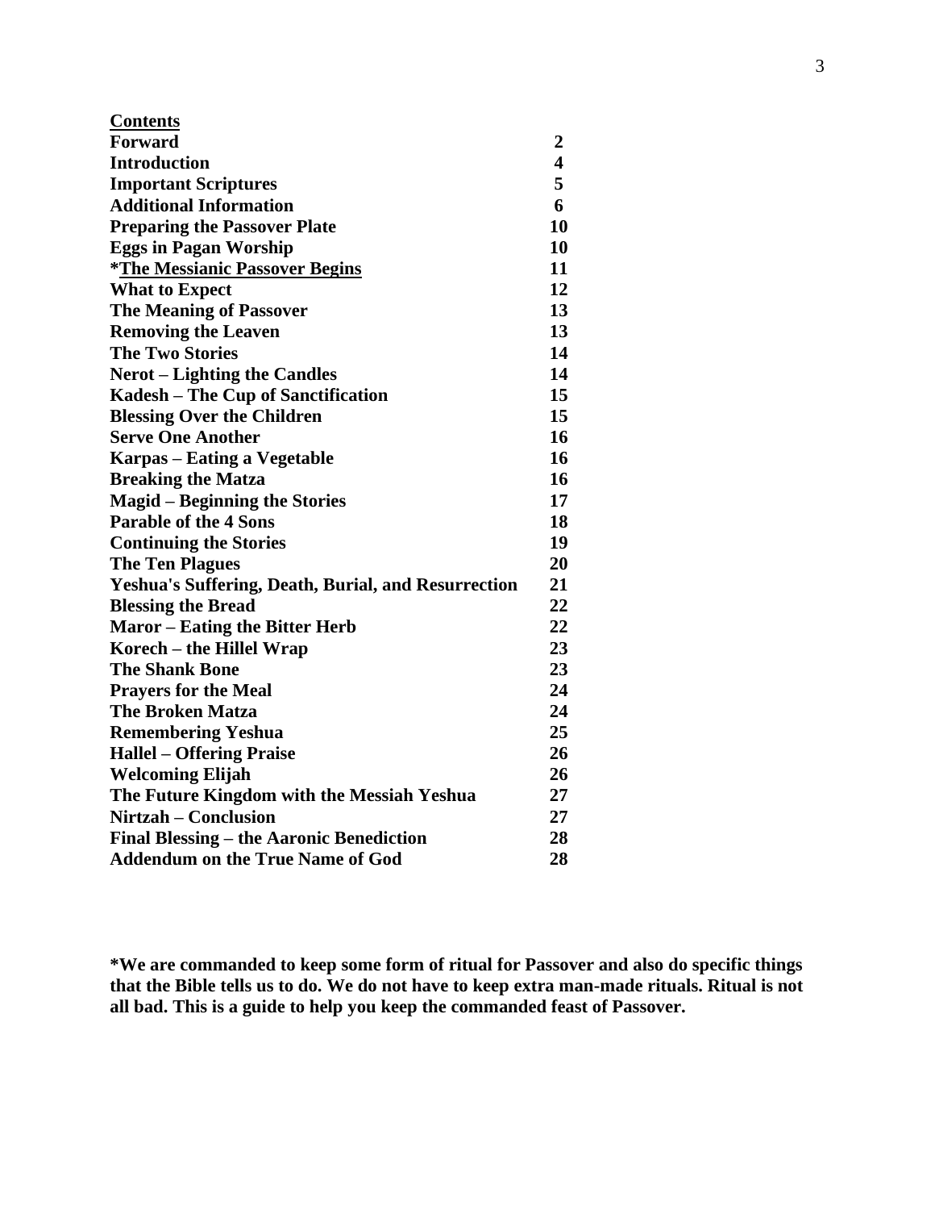## Contents

| | |
|---|---|
| **Forward** | **2** |
| **Introduction** | **4** |
| **Introportant Scriptures** | **5** |
| **Additional Information** | **6** |
| **Preparing the Passover Plate** | **10** |
| **Eggs in Pagan Worship** | **10** |
| **\*The Messianic Passover Begins** | **11** |
| **What to Expect** | **12** |
| **The Meaning of Passover** | **13** |
| **Removing the Leaven** | **13** |
| **The Two Stories** | **14** |
| **Nerot – Lighting the Candles** | **14** |
| **Kadesh – The Cup of Sanctification** | **15** |
| **Blessing Over the Children** | **15** |
| **Serve One Another** | **16** |
| **Karpas – Eating a Vegetable** | **16** |
| **Breaking the Matza** | **16** |
| **Magid – Beginning the Stories** | **17** |
| **Parable of the 4 Sons** | **18** |
| **Continuing the Stories** | **19** |
| **The Ten Plagues** | **20** |
| **Yeshua's Suffering, Death, Burial, and Resurrection** | **21** |
| **Blessing the Bread** | **22** |
| **Maror – Eating the Bitter Herb** | **22** |
| **Korech – the Hillel Wrap** | **23** |
| **The Shank Bone** | **23** |
| **Prayers for the Meal** | **24** |
| **The Broken Matza** | **24** |
| **Remembering Yeshua** | **25** |
| **Hallel – Offering Praise** | **26** |
| **Welcoming Elijah** | **26** |
| **The Future Kingdom with the Messiah Yeshua** | **27** |
| **Nirtzah – Conclusion** | **27** |
| **Final Blessing – the Aaronic Benediction** | **28** |
| **Addendum on the True Name of God** | **28** |

**\*We are commanded to keep some form of ritual for Passover and also do specific things that the Bible tells us to do. We do not have to keep extra man-made rituals. Ritual is not all bad. This is a guide to help you keep the commanded feast of Passover.**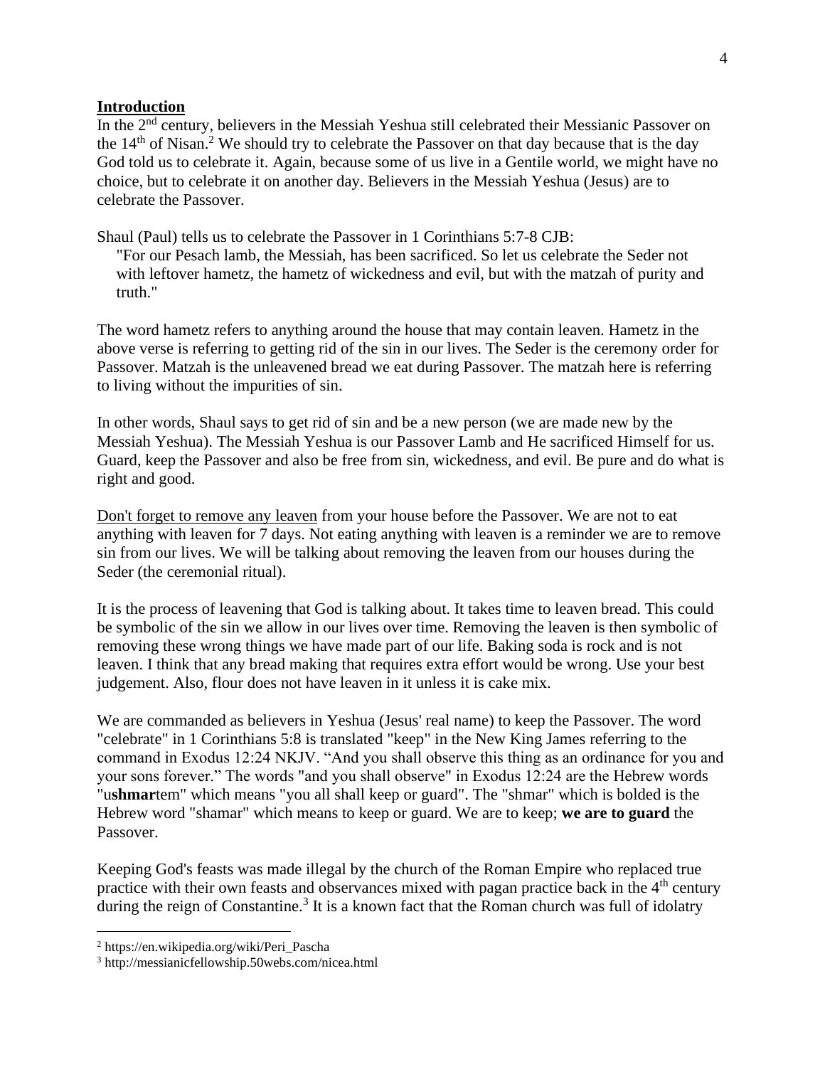## **Introduction**

In the 2nd century, believers in the Messiah Yeshua still celebrated their Messianic Passover on the 14th of Nisan.[2] We should try to celebrate the Passover on that day because that is the day God told us to celebrate it. Again, because some of us live in a Gentile world, we might have no choice, but to celebrate it on another day. Believers in the Messiah Yeshua (Jesus) are to celebrate the Passover.

Shaul (Paul) tells us to celebrate the Passover in 1 Corinthians 5:7-8 CJB:

> "For our Pesach lamb, the Messiah, has been sacrificed. So let us celebrate the Seder not with leftover hametz, the hametz of wickedness and evil, but with the matzah of purity and truth."

The word hametz refers to anything around the house that may contain leaven. Hametz in the above verse is referring to getting rid of the sin in our lives. The Seder is the ceremony order for Passover. Matzah is the unleavened bread we eat during Passover. The matzah here is referring to living without the impurities of sin.

In other words, Shaul says to get rid of sin and be a new person (we are made new by the Messiah Yeshua). The Messiah Yeshua is our Passover Lamb and He sacrificed Himself for us. Guard, keep the Passover and also be free from sin, wickedness, and evil. Be pure and do what is right and good.

<u>Don't forget to remove any leaven</u> from your house before the Passover. We are not to eat anything with leaven for 7 days. Not eating anything with leaven is a reminder we are to remove sin from our lives. We will be talking about removing the leaven from our houses during the Seder (the ceremonial ritual).

It is the process of leavening that God is talking about. It takes time to leaven bread. This could be symbolic of the sin we allow in our lives over time. Removing the leaven is then symbolic of removing these wrong things we have made part of our life. Baking soda is rock and is not leaven. I think that any bread making that requires extra effort would be wrong. Use your best judgement. Also, flour does not have leaven in it unless it is cake mix.

We are commanded as believers in Yeshua (Jesus' real name) to keep the Passover. The word "celebrate" in 1 Corinthians 5:8 is translated "keep" in the New King James referring to the command in Exodus 12:24 NKJV. "And you shall observe this thing as an ordinance for you and your sons forever." The words "and you shall observe" in Exodus 12:24 are the Hebrew words "u**shmar**tem" which means "you all shall keep or guard". The "shmar" which is bolded is the Hebrew word "shamar" which means to keep or guard. We are to keep; **we are to guard** the Passover.

Keeping God's feasts was made illegal by the church of the Roman Empire who replaced true practice with their own feasts and observances mixed with pagan practice back in the 4th century during the reign of Constantine.[3] It is a known fact that the Roman church was full of idolatry

---

[2] https://en.wikipedia.org/wiki/Peri_Pascha

[3] http://messianicfellowship.50webs.com/nicea.html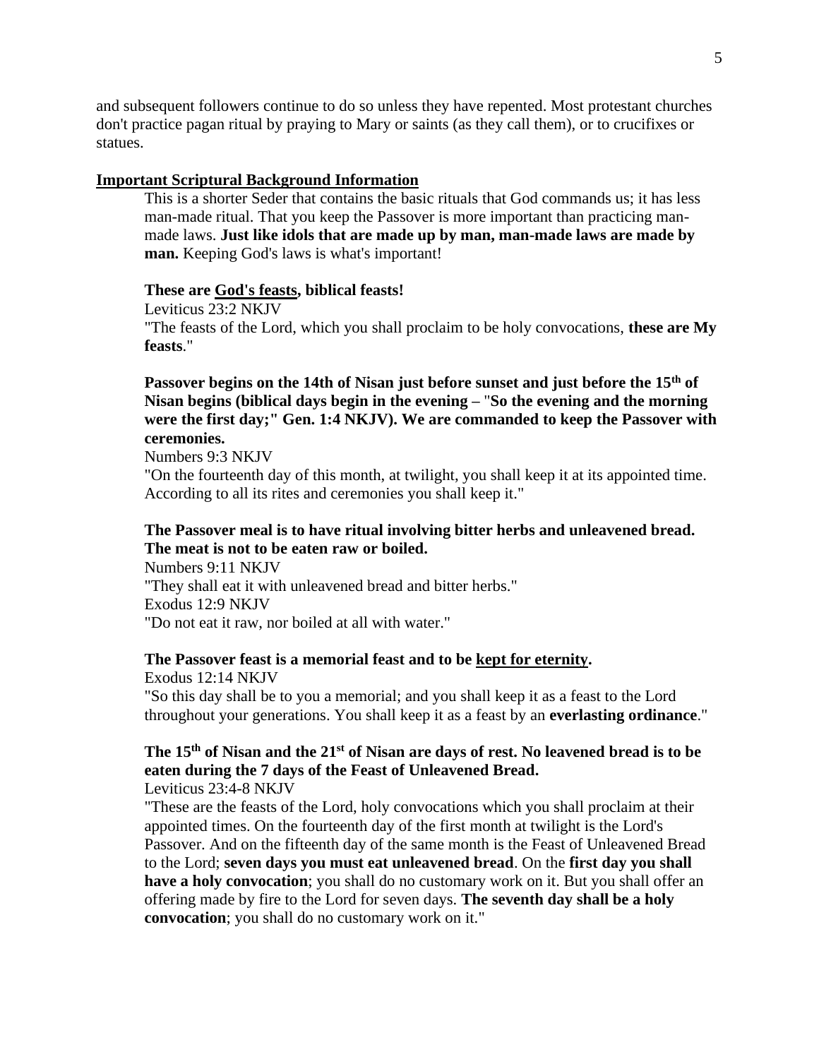and subsequent followers continue to do so unless they have repented. Most protestant churches don't practice pagan ritual by praying to Mary or saints (as they call them), or to crucifixes or statues.

## <u>Important Scriptural Background Information</u>

This is a shorter Seder that contains the basic rituals that God commands us; it has less man-made ritual. That you keep the Passover is more important than practicing man-made laws. **Just like idols that are made up by man, man-made laws are made by man.** Keeping God's laws is what's important!

**These are <u>God's feasts</u>, biblical feasts!**

Leviticus 23:2 NKJV

"The feasts of the Lord, which you shall proclaim to be holy convocations, **these are My feasts**."

**Passover begins on the 14th of Nisan just before sunset and just before the 15th of Nisan begins (biblical days begin in the evening –** "**So the evening and the morning were the first day;" Gen. 1:4 NKJV). We are commanded to keep the Passover with ceremonies.**

Numbers 9:3 NKJV

"On the fourteenth day of this month, at twilight, you shall keep it at its appointed time. According to all its rites and ceremonies you shall keep it."

**The Passover meal is to have ritual involving bitter herbs and unleavened bread. The meat is not to be eaten raw or boiled.**

Numbers 9:11 NKJV

"They shall eat it with unleavened bread and bitter herbs."

Exodus 12:9 NKJV

"Do not eat it raw, nor boiled at all with water."

**The Passover feast is a memorial feast and to be <u>kept for eternity</u>.**

Exodus 12:14 NKJV

"So this day shall be to you a memorial; and you shall keep it as a feast to the Lord throughout your generations. You shall keep it as a feast by an **everlasting ordinance**."

**The 15th of Nisan and the 21st of Nisan are days of rest. No leavened bread is to be eaten during the 7 days of the Feast of Unleavened Bread.**

Leviticus 23:4-8 NKJV

"These are the feasts of the Lord, holy convocations which you shall proclaim at their appointed times. On the fourteenth day of the first month at twilight is the Lord's Passover. And on the fifteenth day of the same month is the Feast of Unleavened Bread to the Lord; **seven days you must eat unleavened bread**. On the **first day you shall have a holy convocation**; you shall do no customary work on it. But you shall offer an offering made by fire to the Lord for seven days. **The seventh day shall be a holy convocation**; you shall do no customary work on it."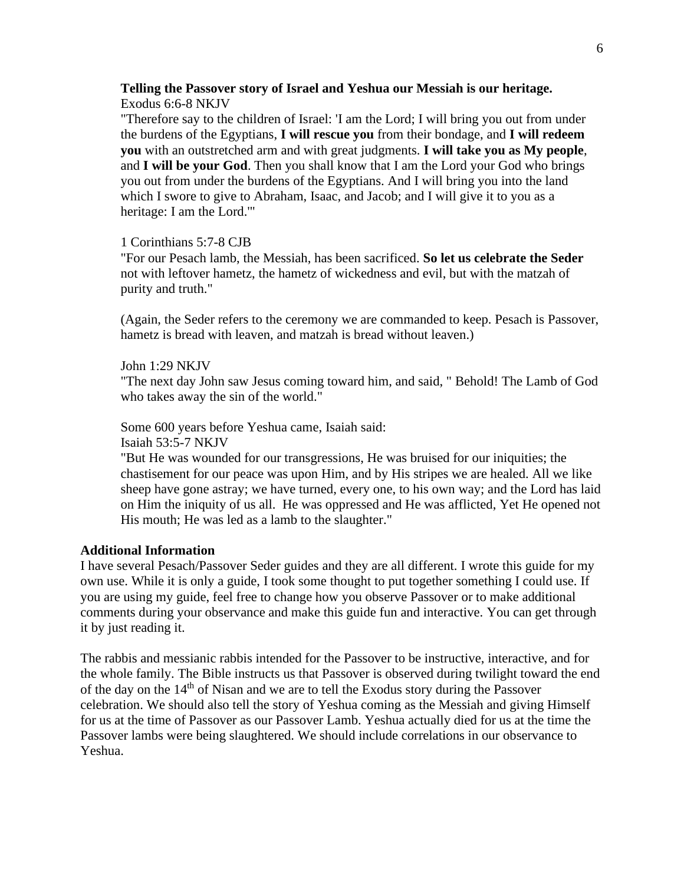**Telling the Passover story of Israel and Yeshua our Messiah is our heritage.**
Exodus 6:6-8 NKJV
"Therefore say to the children of Israel: 'I am the Lord; I will bring you out from under the burdens of the Egyptians, **I will rescue you** from their bondage, and **I will redeem you** with an outstretched arm and with great judgments. **I will take you as My people**, and **I will be your God**. Then you shall know that I am the Lord your God who brings you out from under the burdens of the Egyptians. And I will bring you into the land which I swore to give to Abraham, Isaac, and Jacob; and I will give it to you as a heritage: I am the Lord.'"

1 Corinthians 5:7-8 CJB
"For our Pesach lamb, the Messiah, has been sacrificed. **So let us celebrate the Seder** not with leftover hametz, the hametz of wickedness and evil, but with the matzah of purity and truth."

(Again, the Seder refers to the ceremony we are commanded to keep. Pesach is Passover, hametz is bread with leaven, and matzah is bread without leaven.)

John 1:29 NKJV
"The next day John saw Jesus coming toward him, and said, " Behold! The Lamb of God who takes away the sin of the world."

Some 600 years before Yeshua came, Isaiah said:
Isaiah 53:5-7 NKJV
"But He was wounded for our transgressions, He was bruised for our iniquities; the chastisement for our peace was upon Him, and by His stripes we are healed. All we like sheep have gone astray; we have turned, every one, to his own way; and the Lord has laid on Him the iniquity of us all. He was oppressed and He was afflicted, Yet He opened not His mouth; He was led as a lamb to the slaughter."

**Additional Information**

I have several Pesach/Passover Seder guides and they are all different. I wrote this guide for my own use. While it is only a guide, I took some thought to put together something I could use. If you are using my guide, feel free to change how you observe Passover or to make additional comments during your observance and make this guide fun and interactive. You can get through it by just reading it.

The rabbis and messianic rabbis intended for the Passover to be instructive, interactive, and for the whole family. The Bible instructs us that Passover is observed during twilight toward the end of the day on the 14th of Nisan and we are to tell the Exodus story during the Passover celebration. We should also tell the story of Yeshua coming as the Messiah and giving Himself for us at the time of Passover as our Passover Lamb. Yeshua actually died for us at the time the Passover lambs were being slaughtered. We should include correlations in our observance to Yeshua.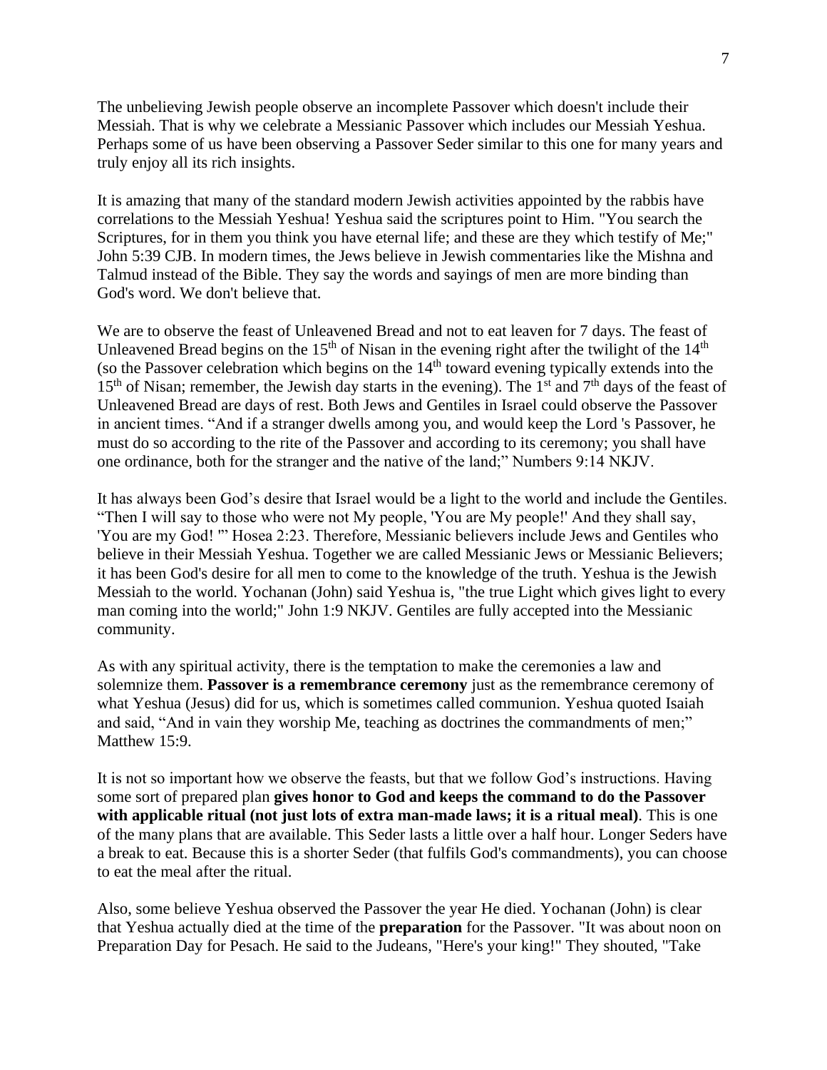The unbelieving Jewish people observe an incomplete Passover which doesn't include their Messiah. That is why we celebrate a Messianic Passover which includes our Messiah Yeshua. Perhaps some of us have been observing a Passover Seder similar to this one for many years and truly enjoy all its rich insights.

It is amazing that many of the standard modern Jewish activities appointed by the rabbis have correlations to the Messiah Yeshua! Yeshua said the scriptures point to Him. "You search the Scriptures, for in them you think you have eternal life; and these are they which testify of Me;" John 5:39 CJB. In modern times, the Jews believe in Jewish commentaries like the Mishna and Talmud instead of the Bible. They say the words and sayings of men are more binding than God's word. We don't believe that.

We are to observe the feast of Unleavened Bread and not to eat leaven for 7 days. The feast of Unleavened Bread begins on the 15th of Nisan in the evening right after the twilight of the 14th (so the Passover celebration which begins on the 14th toward evening typically extends into the 15th of Nisan; remember, the Jewish day starts in the evening). The 1st and 7th days of the feast of Unleavened Bread are days of rest. Both Jews and Gentiles in Israel could observe the Passover in ancient times. "And if a stranger dwells among you, and would keep the Lord 's Passover, he must do so according to the rite of the Passover and according to its ceremony; you shall have one ordinance, both for the stranger and the native of the land;" Numbers 9:14 NKJV.

It has always been God's desire that Israel would be a light to the world and include the Gentiles. "Then I will say to those who were not My people, 'You are My people!' And they shall say, 'You are my God! '" Hosea 2:23. Therefore, Messianic believers include Jews and Gentiles who believe in their Messiah Yeshua. Together we are called Messianic Jews or Messianic Believers; it has been God's desire for all men to come to the knowledge of the truth. Yeshua is the Jewish Messiah to the world. Yochanan (John) said Yeshua is, "the true Light which gives light to every man coming into the world;" John 1:9 NKJV. Gentiles are fully accepted into the Messianic community.

As with any spiritual activity, there is the temptation to make the ceremonies a law and solemnize them. **Passover is a remembrance ceremony** just as the remembrance ceremony of what Yeshua (Jesus) did for us, which is sometimes called communion. Yeshua quoted Isaiah and said, "And in vain they worship Me, teaching as doctrines the commandments of men;" Matthew 15:9.

It is not so important how we observe the feasts, but that we follow God's instructions. Having some sort of prepared plan **gives honor to God and keeps the command to do the Passover with applicable ritual (not just lots of extra man-made laws; it is a ritual meal)**. This is one of the many plans that are available. This Seder lasts a little over a half hour. Longer Seders have a break to eat. Because this is a shorter Seder (that fulfils God's commandments), you can choose to eat the meal after the ritual.

Also, some believe Yeshua observed the Passover the year He died. Yochanan (John) is clear that Yeshua actually died at the time of the **preparation** for the Passover. "It was about noon on Preparation Day for Pesach. He said to the Judeans, "Here's your king!" They shouted, "Take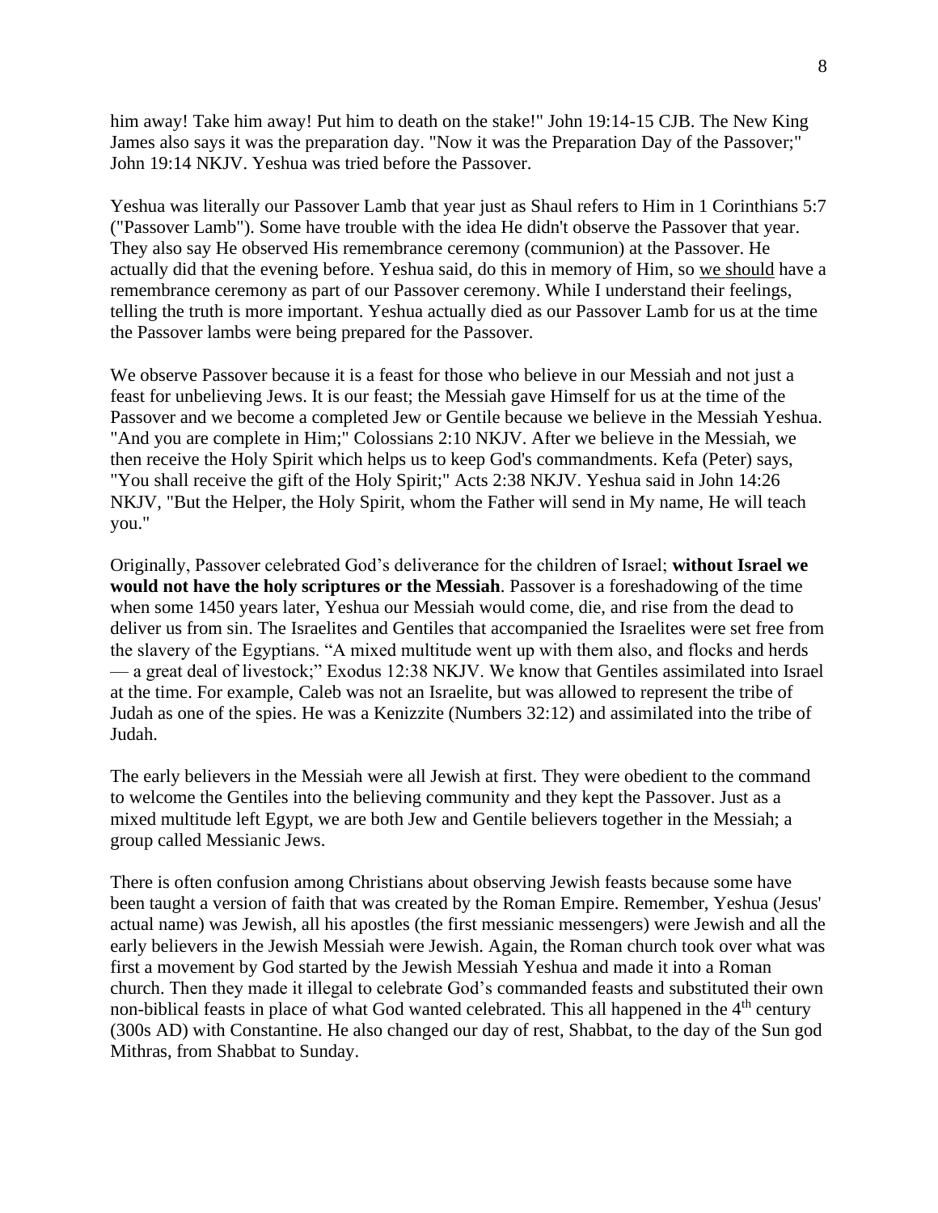him away! Take him away! Put him to death on the stake!" John 19:14-15 CJB. The New King James also says it was the preparation day. "Now it was the Preparation Day of the Passover;" John 19:14 NKJV. Yeshua was tried before the Passover.

Yeshua was literally our Passover Lamb that year just as Shaul refers to Him in 1 Corinthians 5:7 ("Passover Lamb"). Some have trouble with the idea He didn't observe the Passover that year. They also say He observed His remembrance ceremony (communion) at the Passover. He actually did that the evening before. Yeshua said, do this in memory of Him, so <u>we should</u> have a remembrance ceremony as part of our Passover ceremony. While I understand their feelings, telling the truth is more important. Yeshua actually died as our Passover Lamb for us at the time the Passover lambs were being prepared for the Passover.

We observe Passover because it is a feast for those who believe in our Messiah and not just a feast for unbelieving Jews. It is our feast; the Messiah gave Himself for us at the time of the Passover and we become a completed Jew or Gentile because we believe in the Messiah Yeshua. "And you are complete in Him;" Colossians 2:10 NKJV. After we believe in the Messiah, we then receive the Holy Spirit which helps us to keep God's commandments. Kefa (Peter) says, "You shall receive the gift of the Holy Spirit;" Acts 2:38 NKJV. Yeshua said in John 14:26 NKJV, "But the Helper, the Holy Spirit, whom the Father will send in My name, He will teach you."

Originally, Passover celebrated God's deliverance for the children of Israel; **without Israel we would not have the holy scriptures or the Messiah**. Passover is a foreshadowing of the time when some 1450 years later, Yeshua our Messiah would come, die, and rise from the dead to deliver us from sin. The Israelites and Gentiles that accompanied the Israelites were set free from the slavery of the Egyptians. "A mixed multitude went up with them also, and flocks and herds — a great deal of livestock;" Exodus 12:38 NKJV. We know that Gentiles assimilated into Israel at the time. For example, Caleb was not an Israelite, but was allowed to represent the tribe of Judah as one of the spies. He was a Kenizzite (Numbers 32:12) and assimilated into the tribe of Judah.

The early believers in the Messiah were all Jewish at first. They were obedient to the command to welcome the Gentiles into the believing community and they kept the Passover. Just as a mixed multitude left Egypt, we are both Jew and Gentile believers together in the Messiah; a group called Messianic Jews.

There is often confusion among Christians about observing Jewish feasts because some have been taught a version of faith that was created by the Roman Empire. Remember, Yeshua (Jesus' actual name) was Jewish, all his apostles (the first messianic messengers) were Jewish and all the early believers in the Jewish Messiah were Jewish. Again, the Roman church took over what was first a movement by God started by the Jewish Messiah Yeshua and made it into a Roman church. Then they made it illegal to celebrate God's commanded feasts and substituted their own non-biblical feasts in place of what God wanted celebrated. This all happened in the 4th century (300s AD) with Constantine. He also changed our day of rest, Shabbat, to the day of the Sun god Mithras, from Shabbat to Sunday.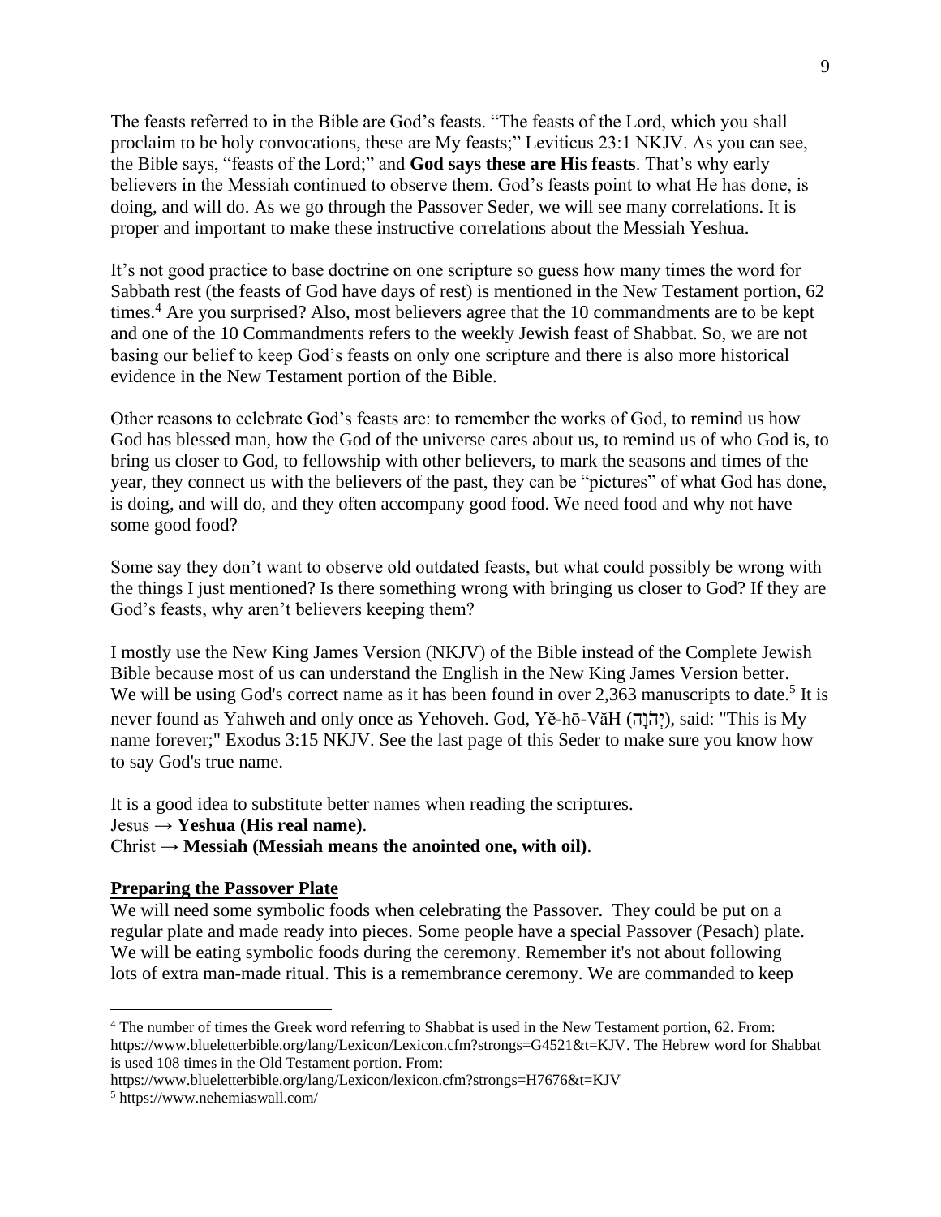The feasts referred to in the Bible are God's feasts. "The feasts of the Lord, which you shall proclaim to be holy convocations, these are My feasts;" Leviticus 23:1 NKJV. As you can see, the Bible says, "feasts of the Lord;" and **God says these are His feasts**. That's why early believers in the Messiah continued to observe them. God's feasts point to what He has done, is doing, and will do. As we go through the Passover Seder, we will see many correlations. It is proper and important to make these instructive correlations about the Messiah Yeshua.

It's not good practice to base doctrine on one scripture so guess how many times the word for Sabbath rest (the feasts of God have days of rest) is mentioned in the New Testament portion, 62 times.[4] Are you surprised? Also, most believers agree that the 10 commandments are to be kept and one of the 10 Commandments refers to the weekly Jewish feast of Shabbat. So, we are not basing our belief to keep God's feasts on only one scripture and there is also more historical evidence in the New Testament portion of the Bible.

Other reasons to celebrate God's feasts are: to remember the works of God, to remind us how God has blessed man, how the God of the universe cares about us, to remind us of who God is, to bring us closer to God, to fellowship with other believers, to mark the seasons and times of the year, they connect us with the believers of the past, they can be "pictures" of what God has done, is doing, and will do, and they often accompany good food. We need food and why not have some good food?

Some say they don't want to observe old outdated feasts, but what could possibly be wrong with the things I just mentioned? Is there something wrong with bringing us closer to God? If they are God's feasts, why aren't believers keeping them?

I mostly use the New King James Version (NKJV) of the Bible instead of the Complete Jewish Bible because most of us can understand the English in the New King James Version better. We will be using God's correct name as it has been found in over 2,363 manuscripts to date.[5] It is never found as Yahweh and only once as Yehoveh. God, Yĕ-hō-VăH (יְהֹוָה), said: "This is My name forever;" Exodus 3:15 NKJV. See the last page of this Seder to make sure you know how to say God's true name.

It is a good idea to substitute better names when reading the scriptures.
Jesus → **Yeshua (His real name)**.
Christ → **Messiah (Messiah means the anointed one, with oil)**.

## Preparing the Passover Plate

We will need some symbolic foods when celebrating the Passover. They could be put on a regular plate and made ready into pieces. Some people have a special Passover (Pesach) plate. We will be eating symbolic foods during the ceremony. Remember it's not about following lots of extra man-made ritual. This is a remembrance ceremony. We are commanded to keep

---

[4] The number of times the Greek word referring to Shabbat is used in the New Testament portion, 62. From: https://www.blueletterbible.org/lang/Lexicon/Lexicon.cfm?strongs=G4521&t=KJV. The Hebrew word for Shabbat is used 108 times in the Old Testament portion. From: https://www.blueletterbible.org/lang/Lexicon/lexicon.cfm?strongs=H7676&t=KJV

[5] https://www.nehemiaswall.com/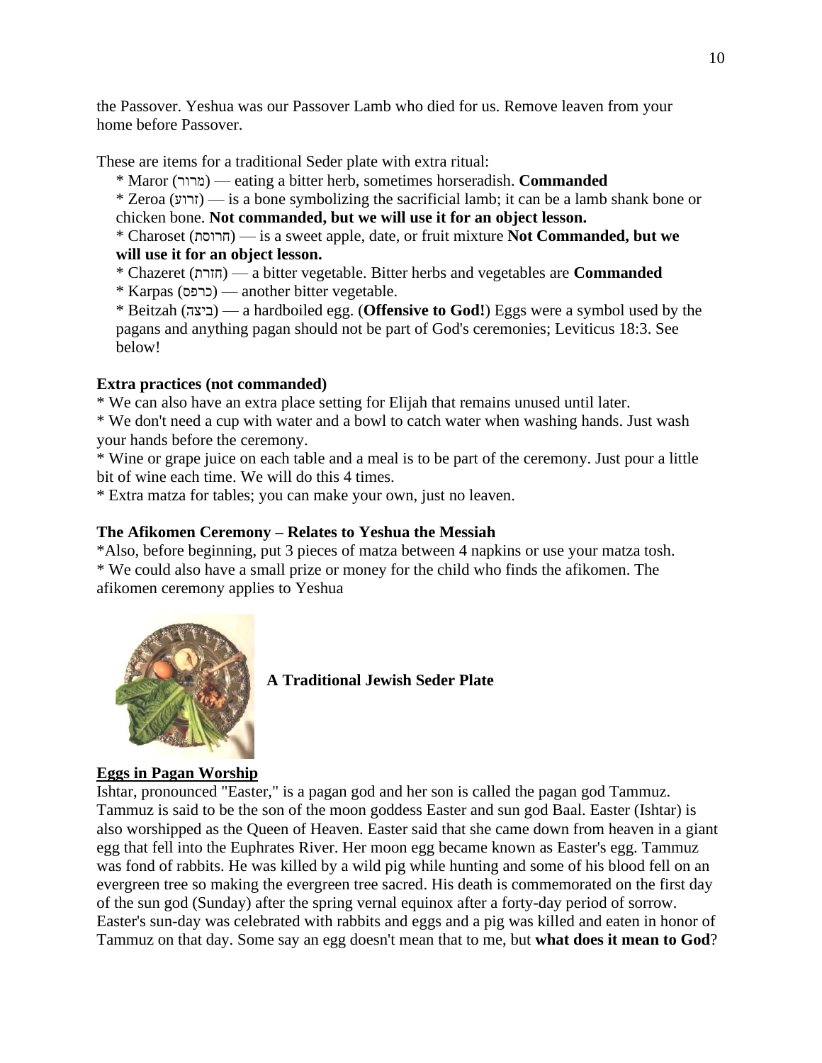the Passover. Yeshua was our Passover Lamb who died for us. Remove leaven from your home before Passover.

These are items for a traditional Seder plate with extra ritual:

* Maror (מרור) — eating a bitter herb, sometimes horseradish. **Commanded**
* Zeroa (זרוע) — is a bone symbolizing the sacrificial lamb; it can be a lamb shank bone or chicken bone. **Not commanded, but we will use it for an object lesson.**
* Charoset (חרוסת) — is a sweet apple, date, or fruit mixture **Not Commanded, but we will use it for an object lesson.**
* Chazeret (חזרת) — a bitter vegetable. Bitter herbs and vegetables are **Commanded**
* Karpas (כרפס) — another bitter vegetable.
* Beitzah (ביצה) — a hardboiled egg. (**Offensive to God!**) Eggs were a symbol used by the pagans and anything pagan should not be part of God's ceremonies; Leviticus 18:3. See below!

**Extra practices (not commanded)**

* We can also have an extra place setting for Elijah that remains unused until later.
* We don't need a cup with water and a bowl to catch water when washing hands. Just wash your hands before the ceremony.
* Wine or grape juice on each table and a meal is to be part of the ceremony. Just pour a little bit of wine each time. We will do this 4 times.
* Extra matza for tables; you can make your own, just no leaven.

**The Afikomen Ceremony – Relates to Yeshua the Messiah**

*Also, before beginning, put 3 pieces of matza between 4 napkins or use your matza tosh.
* We could also have a small prize or money for the child who finds the afikomen. The afikomen ceremony applies to Yeshua

**A Traditional Jewish Seder Plate**

**<u>Eggs in Pagan Worship</u>**

Ishtar, pronounced "Easter," is a pagan god and her son is called the pagan god Tammuz. Tammuz is said to be the son of the moon goddess Easter and sun god Baal. Easter (Ishtar) is also worshipped as the Queen of Heaven. Easter said that she came down from heaven in a giant egg that fell into the Euphrates River. Her moon egg became known as Easter's egg. Tammuz was fond of rabbits. He was killed by a wild pig while hunting and some of his blood fell on an evergreen tree so making the evergreen tree sacred. His death is commemorated on the first day of the sun god (Sunday) after the spring vernal equinox after a forty-day period of sorrow. Easter's sun-day was celebrated with rabbits and eggs and a pig was killed and eaten in honor of Tammuz on that day. Some say an egg doesn't mean that to me, but **what does it mean to God**?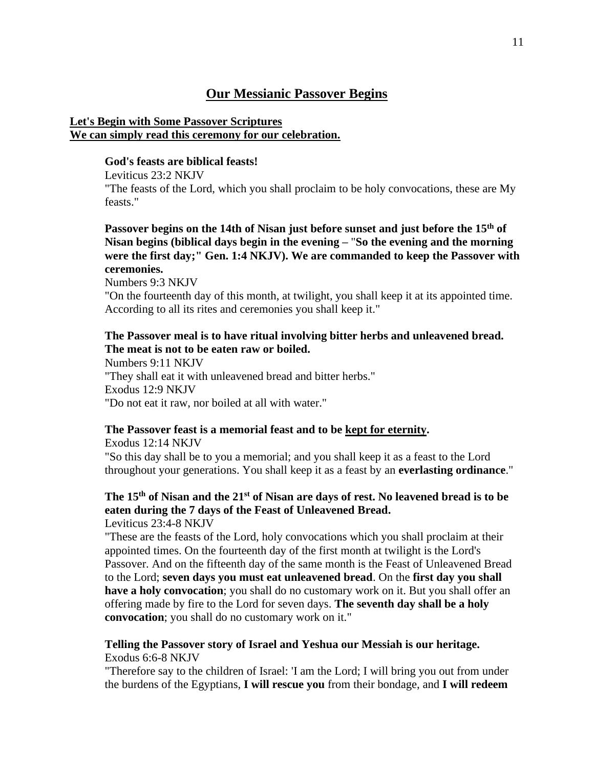## Our Messianic Passover Begins

**Let's Begin with Some Passover Scriptures**
**We can simply read this ceremony for our celebration.**

**God's feasts are biblical feasts!**
Leviticus 23:2 NKJV
"The feasts of the Lord, which you shall proclaim to be holy convocations, these are My feasts."

**Passover begins on the 14th of Nisan just before sunset and just before the 15th of Nisan begins (biblical days begin in the evening – "So the evening and the morning were the first day;" Gen. 1:4 NKJV). We are commanded to keep the Passover with ceremonies.**
Numbers 9:3 NKJV
"On the fourteenth day of this month, at twilight, you shall keep it at its appointed time. According to all its rites and ceremonies you shall keep it."

**The Passover meal is to have ritual involving bitter herbs and unleavened bread. The meat is not to be eaten raw or boiled.**
Numbers 9:11 NKJV
"They shall eat it with unleavened bread and bitter herbs."
Exodus 12:9 NKJV
"Do not eat it raw, nor boiled at all with water."

**The Passover feast is a memorial feast and to be <u>kept for eternity</u>.**
Exodus 12:14 NKJV
"So this day shall be to you a memorial; and you shall keep it as a feast to the Lord throughout your generations. You shall keep it as a feast by an **everlasting ordinance**."

**The 15th of Nisan and the 21st of Nisan are days of rest. No leavened bread is to be eaten during the 7 days of the Feast of Unleavened Bread.**
Leviticus 23:4-8 NKJV
"These are the feasts of the Lord, holy convocations which you shall proclaim at their appointed times. On the fourteenth day of the first month at twilight is the Lord's Passover. And on the fifteenth day of the same month is the Feast of Unleavened Bread to the Lord; **seven days you must eat unleavened bread**. On the **first day you shall have a holy convocation**; you shall do no customary work on it. But you shall offer an offering made by fire to the Lord for seven days. **The seventh day shall be a holy convocation**; you shall do no customary work on it."

**Telling the Passover story of Israel and Yeshua our Messiah is our heritage.**
Exodus 6:6-8 NKJV
"Therefore say to the children of Israel: 'I am the Lord; I will bring you out from under the burdens of the Egyptians, **I will rescue you** from their bondage, and **I will redeem**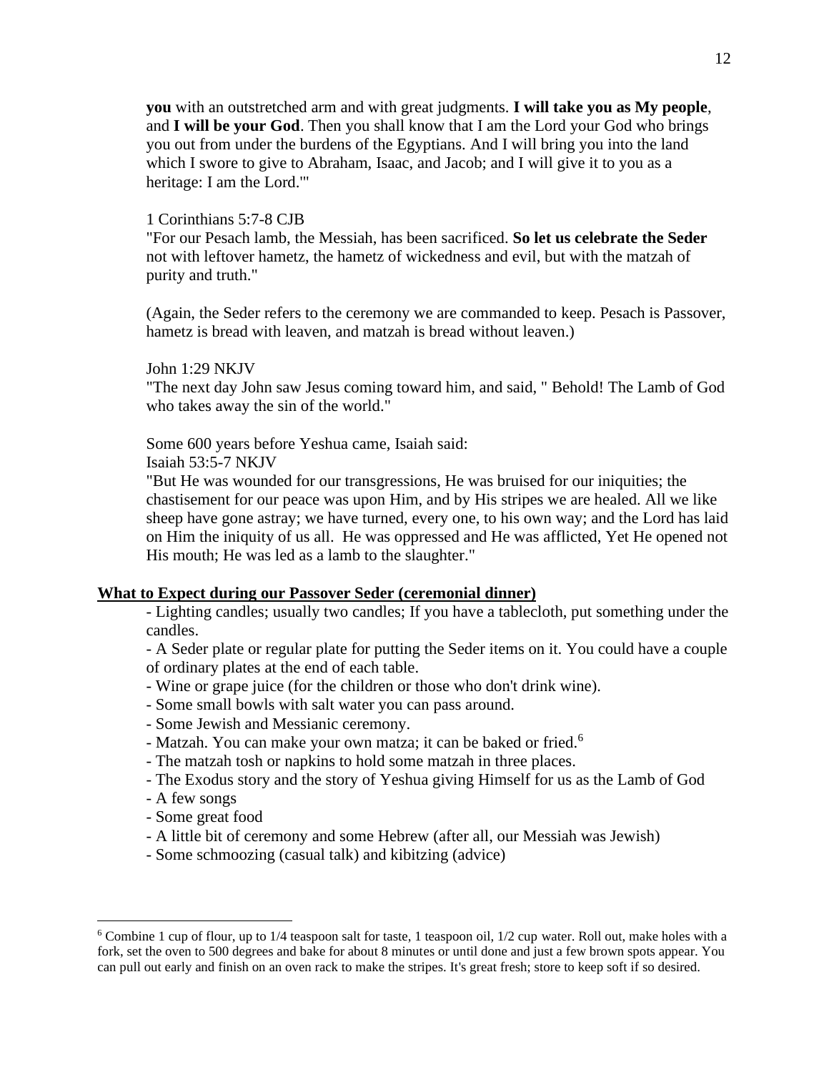**you** with an outstretched arm and with great judgments. **I will take you as My people**, and **I will be your God**. Then you shall know that I am the Lord your God who brings you out from under the burdens of the Egyptians. And I will bring you into the land which I swore to give to Abraham, Isaac, and Jacob; and I will give it to you as a heritage: I am the Lord.'"

1 Corinthians 5:7-8 CJB
"For our Pesach lamb, the Messiah, has been sacrificed. **So let us celebrate the Seder** not with leftover hametz, the hametz of wickedness and evil, but with the matzah of purity and truth."

(Again, the Seder refers to the ceremony we are commanded to keep. Pesach is Passover, hametz is bread with leaven, and matzah is bread without leaven.)

John 1:29 NKJV
"The next day John saw Jesus coming toward him, and said, " Behold! The Lamb of God who takes away the sin of the world."

Some 600 years before Yeshua came, Isaiah said:
Isaiah 53:5-7 NKJV
"But He was wounded for our transgressions, He was bruised for our iniquities; the chastisement for our peace was upon Him, and by His stripes we are healed. All we like sheep have gone astray; we have turned, every one, to his own way; and the Lord has laid on Him the iniquity of us all. He was oppressed and He was afflicted, Yet He opened not His mouth; He was led as a lamb to the slaughter."

**What to Expect during our Passover Seder (ceremonial dinner)**

- Lighting candles; usually two candles; If you have a tablecloth, put something under the candles.
- A Seder plate or regular plate for putting the Seder items on it. You could have a couple of ordinary plates at the end of each table.
- Wine or grape juice (for the children or those who don't drink wine).
- Some small bowls with salt water you can pass around.
- Some Jewish and Messianic ceremony.
- Matzah. You can make your own matza; it can be baked or fried.[6]
- The matzah tosh or napkins to hold some matzah in three places.
- The Exodus story and the story of Yeshua giving Himself for us as the Lamb of God
- A few songs
- Some great food
- A little bit of ceremony and some Hebrew (after all, our Messiah was Jewish)
- Some schmoozing (casual talk) and kibitzing (advice)

[6] Combine 1 cup of flour, up to 1/4 teaspoon salt for taste, 1 teaspoon oil, 1/2 cup water. Roll out, make holes with a fork, set the oven to 500 degrees and bake for about 8 minutes or until done and just a few brown spots appear. You can pull out early and finish on an oven rack to make the stripes. It's great fresh; store to keep soft if so desired.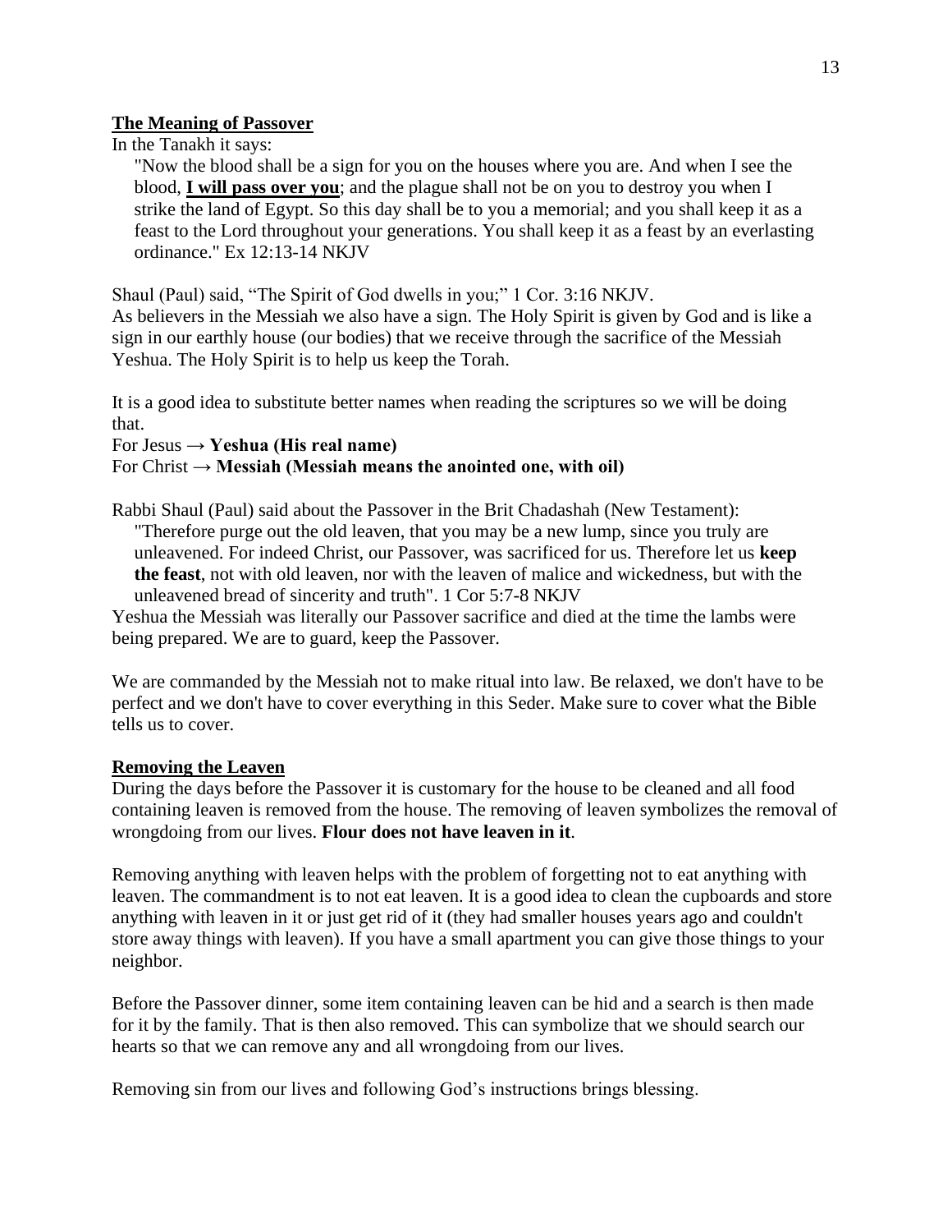## The Meaning of Passover

In the Tanakh it says:

> "Now the blood shall be a sign for you on the houses where you are. And when I see the blood, **I will pass over you**; and the plague shall not be on you to destroy you when I strike the land of Egypt. So this day shall be to you a memorial; and you shall keep it as a feast to the Lord throughout your generations. You shall keep it as a feast by an everlasting ordinance." Ex 12:13-14 NKJV

Shaul (Paul) said, "The Spirit of God dwells in you;" 1 Cor. 3:16 NKJV.
As believers in the Messiah we also have a sign. The Holy Spirit is given by God and is like a sign in our earthly house (our bodies) that we receive through the sacrifice of the Messiah Yeshua. The Holy Spirit is to help us keep the Torah.

It is a good idea to substitute better names when reading the scriptures so we will be doing that.
For Jesus → **Yeshua (His real name)**
For Christ → **Messiah (Messiah means the anointed one, with oil)**

Rabbi Shaul (Paul) said about the Passover in the Brit Chadashah (New Testament):

> "Therefore purge out the old leaven, that you may be a new lump, since you truly are unleavened. For indeed Christ, our Passover, was sacrificed for us. Therefore let us **keep the feast**, not with old leaven, nor with the leaven of malice and wickedness, but with the unleavened bread of sincerity and truth". 1 Cor 5:7-8 NKJV

Yeshua the Messiah was literally our Passover sacrifice and died at the time the lambs were being prepared. We are to guard, keep the Passover.

We are commanded by the Messiah not to make ritual into law. Be relaxed, we don't have to be perfect and we don't have to cover everything in this Seder. Make sure to cover what the Bible tells us to cover.

## Removing the Leaven

During the days before the Passover it is customary for the house to be cleaned and all food containing leaven is removed from the house. The removing of leaven symbolizes the removal of wrongdoing from our lives. **Flour does not have leaven in it**.

Removing anything with leaven helps with the problem of forgetting not to eat anything with leaven. The commandment is to not eat leaven. It is a good idea to clean the cupboards and store anything with leaven in it or just get rid of it (they had smaller houses years ago and couldn't store away things with leaven). If you have a small apartment you can give those things to your neighbor.

Before the Passover dinner, some item containing leaven can be hid and a search is then made for it by the family. That is then also removed. This can symbolize that we should search our hearts so that we can remove any and all wrongdoing from our lives.

Removing sin from our lives and following God's instructions brings blessing.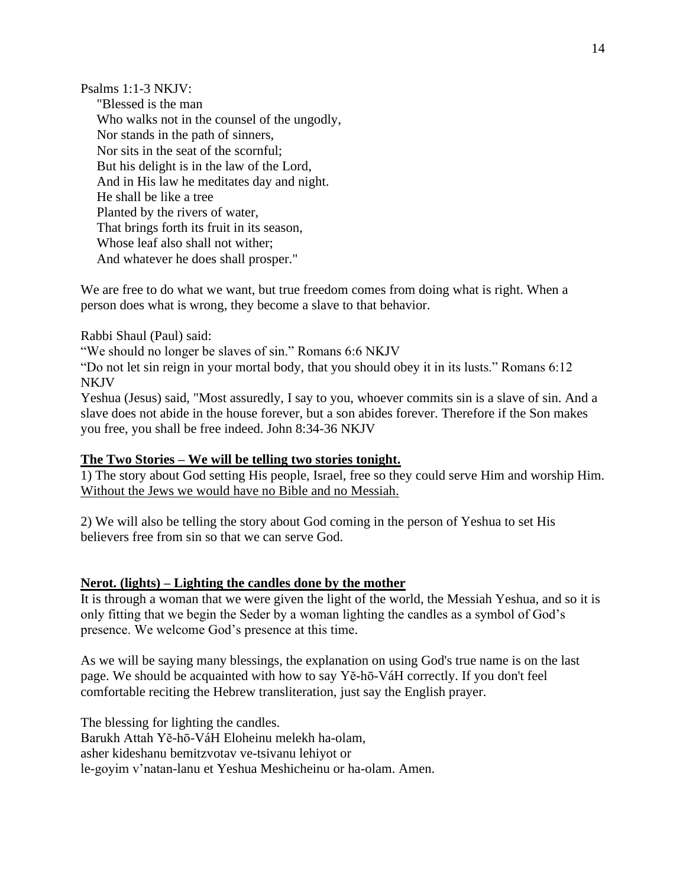Psalms 1:1-3 NKJV:

"Blessed is the man
Who walks not in the counsel of the ungodly,
Nor stands in the path of sinners,
Nor sits in the seat of the scornful;
But his delight is in the law of the Lord,
And in His law he meditates day and night.
He shall be like a tree
Planted by the rivers of water,
That brings forth its fruit in its season,
Whose leaf also shall not wither;
And whatever he does shall prosper."

We are free to do what we want, but true freedom comes from doing what is right. When a person does what is wrong, they become a slave to that behavior.

Rabbi Shaul (Paul) said:
"We should no longer be slaves of sin." Romans 6:6 NKJV
"Do not let sin reign in your mortal body, that you should obey it in its lusts." Romans 6:12 NKJV
Yeshua (Jesus) said, "Most assuredly, I say to you, whoever commits sin is a slave of sin. And a slave does not abide in the house forever, but a son abides forever. Therefore if the Son makes you free, you shall be free indeed. John 8:34-36 NKJV

**The Two Stories – We will be telling two stories tonight.**

1) The story about God setting His people, Israel, free so they could serve Him and worship Him. Without the Jews we would have no Bible and no Messiah.

2) We will also be telling the story about God coming in the person of Yeshua to set His believers free from sin so that we can serve God.

**Nerot. (lights) – Lighting the candles done by the mother**

It is through a woman that we were given the light of the world, the Messiah Yeshua, and so it is only fitting that we begin the Seder by a woman lighting the candles as a symbol of God's presence. We welcome God's presence at this time.

As we will be saying many blessings, the explanation on using God's true name is on the last page. We should be acquainted with how to say Yĕ-hō-VáH correctly. If you don't feel comfortable reciting the Hebrew transliteration, just say the English prayer.

The blessing for lighting the candles.
Barukh Attah Yĕ-hō-VáH Eloheinu melekh ha-olam,
asher kideshanu bemitzvotav ve-tsivanu lehiyot or
le-goyim v'natan-lanu et Yeshua Meshicheinu or ha-olam. Amen.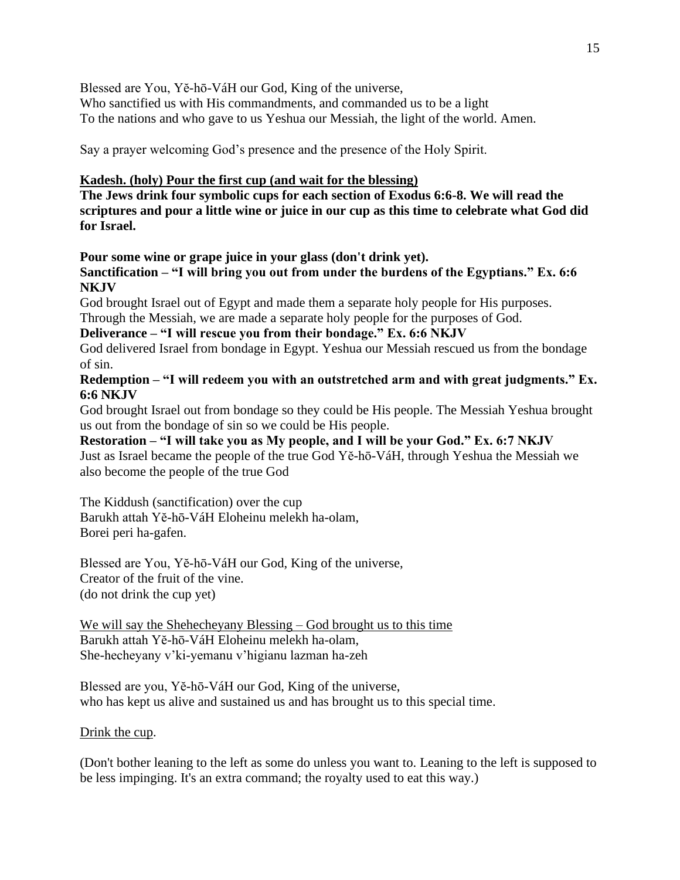Blessed are You, Yĕ-hō-VáH our God, King of the universe,
Who sanctified us with His commandments, and commanded us to be a light
To the nations and who gave to us Yeshua our Messiah, the light of the world. Amen.

Say a prayer welcoming God's presence and the presence of the Holy Spirit.

**Kadesh. (holy) Pour the first cup (and wait for the blessing)**

**The Jews drink four symbolic cups for each section of Exodus 6:6-8. We will read the scriptures and pour a little wine or juice in our cup as this time to celebrate what God did for Israel.**

**Pour some wine or grape juice in your glass (don't drink yet).**

**Sanctification – "I will bring you out from under the burdens of the Egyptians." Ex. 6:6 NKJV**

God brought Israel out of Egypt and made them a separate holy people for His purposes. Through the Messiah, we are made a separate holy people for the purposes of God.

**Deliverance – "I will rescue you from their bondage." Ex. 6:6 NKJV**

God delivered Israel from bondage in Egypt. Yeshua our Messiah rescued us from the bondage of sin.

**Redemption – "I will redeem you with an outstretched arm and with great judgments." Ex. 6:6 NKJV**

God brought Israel out from bondage so they could be His people. The Messiah Yeshua brought us out from the bondage of sin so we could be His people.

**Restoration – "I will take you as My people, and I will be your God." Ex. 6:7 NKJV**

Just as Israel became the people of the true God Yĕ-hō-VáH, through Yeshua the Messiah we also become the people of the true God

The Kiddush (sanctification) over the cup
Barukh attah Yĕ-hō-VáH Eloheinu melekh ha-olam,
Borei peri ha-gafen.

Blessed are You, Yĕ-hō-VáH our God, King of the universe,
Creator of the fruit of the vine.
(do not drink the cup yet)

We will say the Shehecheyany Blessing – God brought us to this time
Barukh attah Yĕ-hō-VáH Eloheinu melekh ha-olam,
She-hecheyany v'ki-yemanu v'higianu lazman ha-zeh

Blessed are you, Yĕ-hō-VáH our God, King of the universe,
who has kept us alive and sustained us and has brought us to this special time.

Drink the cup.

(Don't bother leaning to the left as some do unless you want to. Leaning to the left is supposed to be less impinging. It's an extra command; the royalty used to eat this way.)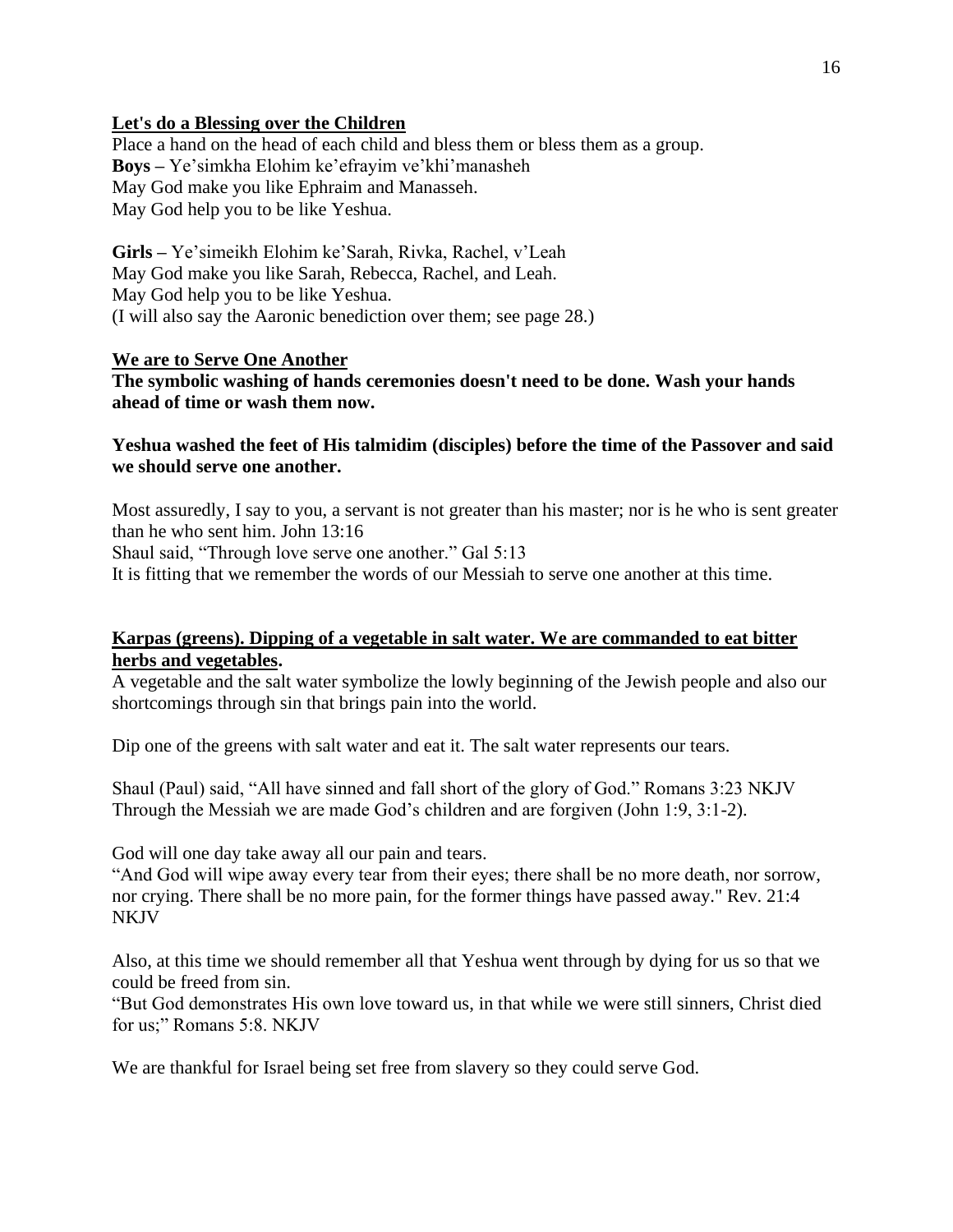**Let's do a Blessing over the Children**

Place a hand on the head of each child and bless them or bless them as a group.
**Boys –** Ye'simkha Elohim ke'efrayim ve'khi'manasheh
May God make you like Ephraim and Manasseh.
May God help you to be like Yeshua.

**Girls –** Ye'simeikh Elohim ke'Sarah, Rivka, Rachel, v'Leah
May God make you like Sarah, Rebecca, Rachel, and Leah.
May God help you to be like Yeshua.
(I will also say the Aaronic benediction over them; see page 28.)

**We are to Serve One Another**

**The symbolic washing of hands ceremonies doesn't need to be done. Wash your hands ahead of time or wash them now.**

**Yeshua washed the feet of His talmidim (disciples) before the time of the Passover and said we should serve one another.**

Most assuredly, I say to you, a servant is not greater than his master; nor is he who is sent greater than he who sent him. John 13:16
Shaul said, "Through love serve one another." Gal 5:13
It is fitting that we remember the words of our Messiah to serve one another at this time.

**Karpas (greens). Dipping of a vegetable in salt water. We are commanded to eat bitter herbs and vegetables.**

A vegetable and the salt water symbolize the lowly beginning of the Jewish people and also our shortcomings through sin that brings pain into the world.

Dip one of the greens with salt water and eat it. The salt water represents our tears.

Shaul (Paul) said, "All have sinned and fall short of the glory of God." Romans 3:23 NKJV
Through the Messiah we are made God's children and are forgiven (John 1:9, 3:1-2).

God will one day take away all our pain and tears.
"And God will wipe away every tear from their eyes; there shall be no more death, nor sorrow, nor crying. There shall be no more pain, for the former things have passed away." Rev. 21:4 NKJV

Also, at this time we should remember all that Yeshua went through by dying for us so that we could be freed from sin.
"But God demonstrates His own love toward us, in that while we were still sinners, Christ died for us;" Romans 5:8. NKJV

We are thankful for Israel being set free from slavery so they could serve God.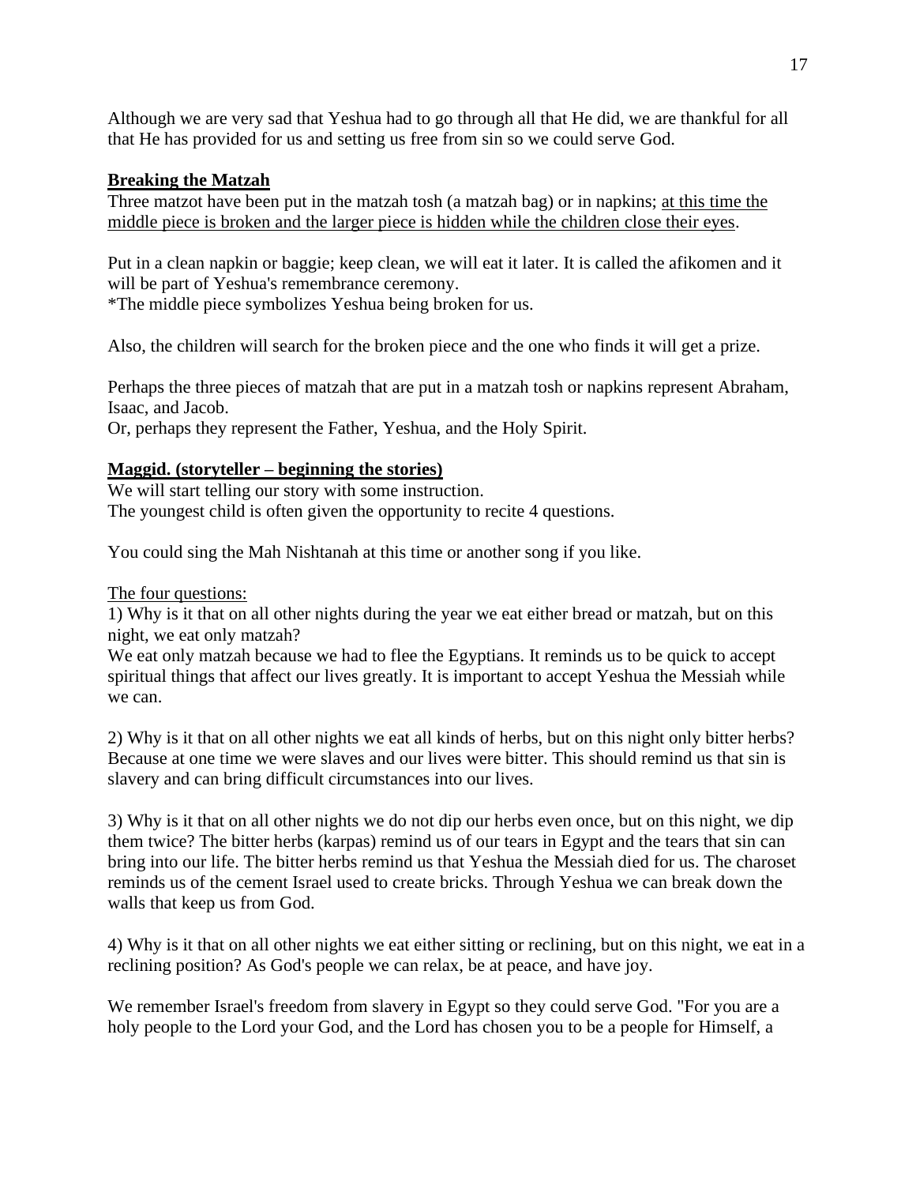Although we are very sad that Yeshua had to go through all that He did, we are thankful for all that He has provided for us and setting us free from sin so we could serve God.

**Breaking the Matzah**

Three matzot have been put in the matzah tosh (a matzah bag) or in napkins; <u>at this time the middle piece is broken and the larger piece is hidden while the children close their eyes</u>.

Put in a clean napkin or baggie; keep clean, we will eat it later. It is called the afikomen and it will be part of Yeshua's remembrance ceremony.
*The middle piece symbolizes Yeshua being broken for us.

Also, the children will search for the broken piece and the one who finds it will get a prize.

Perhaps the three pieces of matzah that are put in a matzah tosh or napkins represent Abraham, Isaac, and Jacob.
Or, perhaps they represent the Father, Yeshua, and the Holy Spirit.

**Maggid. (storyteller – beginning the stories)**

We will start telling our story with some instruction.
The youngest child is often given the opportunity to recite 4 questions.

You could sing the Mah Nishtanah at this time or another song if you like.

<u>The four questions:</u>

1) Why is it that on all other nights during the year we eat either bread or matzah, but on this night, we eat only matzah?
We eat only matzah because we had to flee the Egyptians. It reminds us to be quick to accept spiritual things that affect our lives greatly. It is important to accept Yeshua the Messiah while we can.

2) Why is it that on all other nights we eat all kinds of herbs, but on this night only bitter herbs? Because at one time we were slaves and our lives were bitter. This should remind us that sin is slavery and can bring difficult circumstances into our lives.

3) Why is it that on all other nights we do not dip our herbs even once, but on this night, we dip them twice? The bitter herbs (karpas) remind us of our tears in Egypt and the tears that sin can bring into our life. The bitter herbs remind us that Yeshua the Messiah died for us. The charoset reminds us of the cement Israel used to create bricks. Through Yeshua we can break down the walls that keep us from God.

4) Why is it that on all other nights we eat either sitting or reclining, but on this night, we eat in a reclining position? As God's people we can relax, be at peace, and have joy.

We remember Israel's freedom from slavery in Egypt so they could serve God. "For you are a holy people to the Lord your God, and the Lord has chosen you to be a people for Himself, a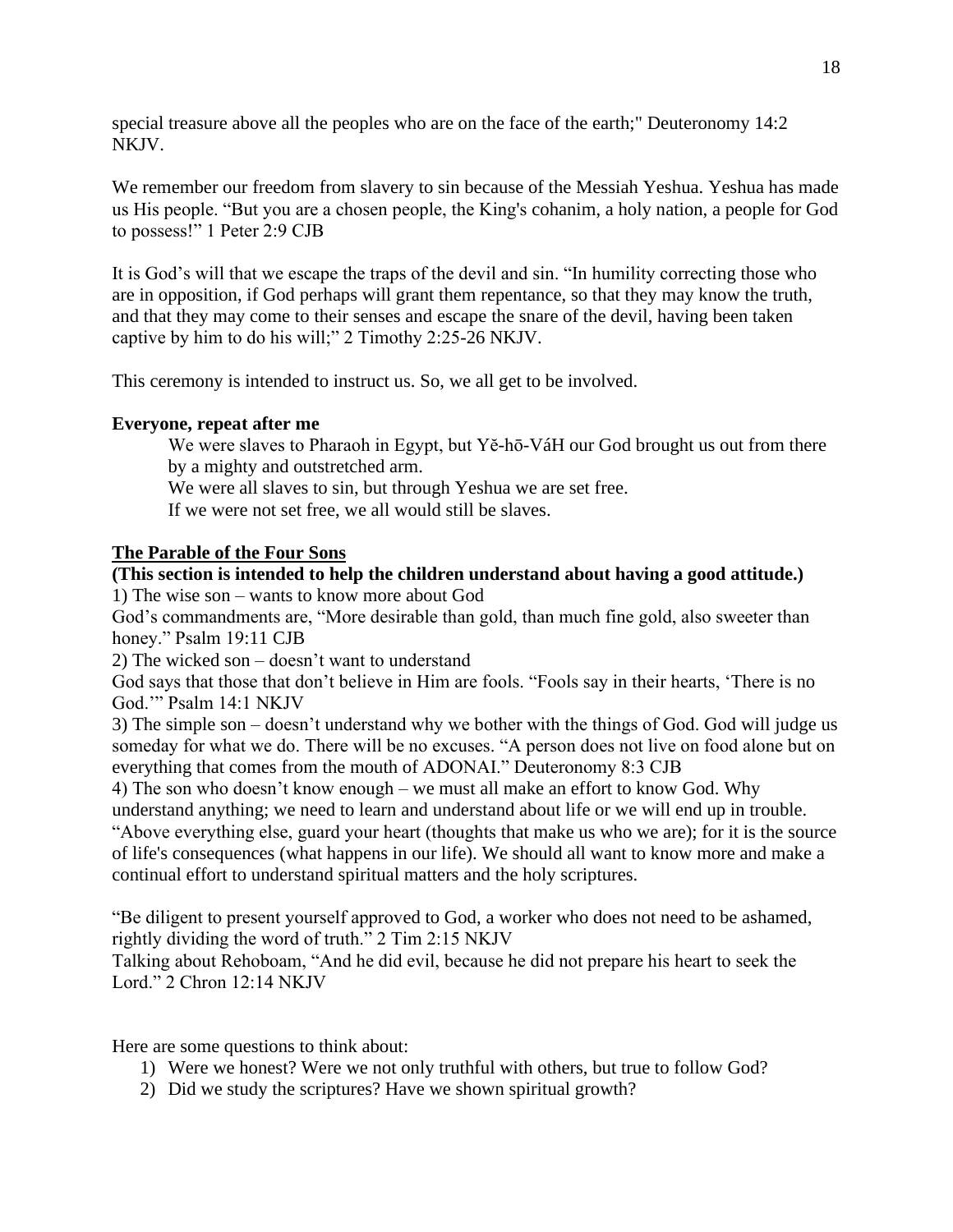special treasure above all the peoples who are on the face of the earth;" Deuteronomy 14:2 NKJV.

We remember our freedom from slavery to sin because of the Messiah Yeshua. Yeshua has made us His people. "But you are a chosen people, the King's cohanim, a holy nation, a people for God to possess!" 1 Peter 2:9 CJB

It is God's will that we escape the traps of the devil and sin. "In humility correcting those who are in opposition, if God perhaps will grant them repentance, so that they may know the truth, and that they may come to their senses and escape the snare of the devil, having been taken captive by him to do his will;" 2 Timothy 2:25-26 NKJV.

This ceremony is intended to instruct us. So, we all get to be involved.

**Everyone, repeat after me**

> We were slaves to Pharaoh in Egypt, but Yĕ-hō-VáH our God brought us out from there by a mighty and outstretched arm.
> We were all slaves to sin, but through Yeshua we are set free.
> If we were not set free, we all would still be slaves.

**The Parable of the Four Sons**

**(This section is intended to help the children understand about having a good attitude.)**

1) The wise son – wants to know more about God
God's commandments are, "More desirable than gold, than much fine gold, also sweeter than honey." Psalm 19:11 CJB
2) The wicked son – doesn't want to understand
God says that those that don't believe in Him are fools. "Fools say in their hearts, 'There is no God.'" Psalm 14:1 NKJV
3) The simple son – doesn't understand why we bother with the things of God. God will judge us someday for what we do. There will be no excuses. "A person does not live on food alone but on everything that comes from the mouth of ADONAI." Deuteronomy 8:3 CJB
4) The son who doesn't know enough – we must all make an effort to know God. Why understand anything; we need to learn and understand about life or we will end up in trouble. "Above everything else, guard your heart (thoughts that make us who we are); for it is the source of life's consequences (what happens in our life). We should all want to know more and make a continual effort to understand spiritual matters and the holy scriptures.

"Be diligent to present yourself approved to God, a worker who does not need to be ashamed, rightly dividing the word of truth." 2 Tim 2:15 NKJV
Talking about Rehoboam, "And he did evil, because he did not prepare his heart to seek the Lord." 2 Chron 12:14 NKJV

Here are some questions to think about:

1) Were we honest? Were we not only truthful with others, but true to follow God?
2) Did we study the scriptures? Have we shown spiritual growth?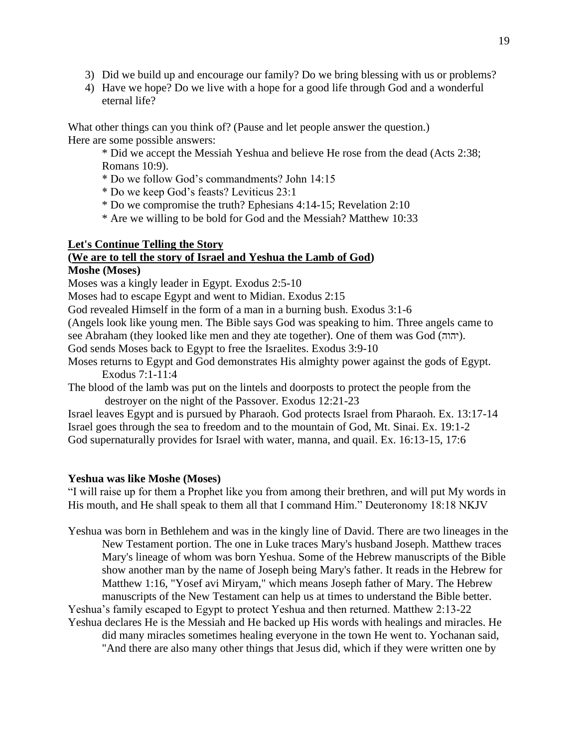3) Did we build up and encourage our family? Do we bring blessing with us or problems?
4) Have we hope? Do we live with a hope for a good life through God and a wonderful eternal life?

What other things can you think of? (Pause and let people answer the question.)
Here are some possible answers:

* Did we accept the Messiah Yeshua and believe He rose from the dead (Acts 2:38; Romans 10:9).
* Do we follow God's commandments? John 14:15
* Do we keep God's feasts? Leviticus 23:1
* Do we compromise the truth? Ephesians 4:14-15; Revelation 2:10
* Are we willing to be bold for God and the Messiah? Matthew 10:33

**Let's Continue Telling the Story**
**(We are to tell the story of Israel and Yeshua the Lamb of God)**
**Moshe (Moses)**

Moses was a kingly leader in Egypt. Exodus 2:5-10
Moses had to escape Egypt and went to Midian. Exodus 2:15
God revealed Himself in the form of a man in a burning bush. Exodus 3:1-6
(Angels look like young men. The Bible says God was speaking to him. Three angels came to see Abraham (they looked like men and they ate together). One of them was God (יהוה).
God sends Moses back to Egypt to free the Israelites. Exodus 3:9-10
Moses returns to Egypt and God demonstrates His almighty power against the gods of Egypt. Exodus 7:1-11:4
The blood of the lamb was put on the lintels and doorposts to protect the people from the destroyer on the night of the Passover. Exodus 12:21-23
Israel leaves Egypt and is pursued by Pharaoh. God protects Israel from Pharaoh. Ex. 13:17-14
Israel goes through the sea to freedom and to the mountain of God, Mt. Sinai. Ex. 19:1-2
God supernaturally provides for Israel with water, manna, and quail. Ex. 16:13-15, 17:6

**Yeshua was like Moshe (Moses)**

"I will raise up for them a Prophet like you from among their brethren, and will put My words in His mouth, and He shall speak to them all that I command Him." Deuteronomy 18:18 NKJV

Yeshua was born in Bethlehem and was in the kingly line of David. There are two lineages in the New Testament portion. The one in Luke traces Mary's husband Joseph. Matthew traces Mary's lineage of whom was born Yeshua. Some of the Hebrew manuscripts of the Bible show another man by the name of Joseph being Mary's father. It reads in the Hebrew for Matthew 1:16, "Yosef avi Miryam," which means Joseph father of Mary. The Hebrew manuscripts of the New Testament can help us at times to understand the Bible better.
Yeshua's family escaped to Egypt to protect Yeshua and then returned. Matthew 2:13-22
Yeshua declares He is the Messiah and He backed up His words with healings and miracles. He did many miracles sometimes healing everyone in the town He went to. Yochanan said, "And there are also many other things that Jesus did, which if they were written one by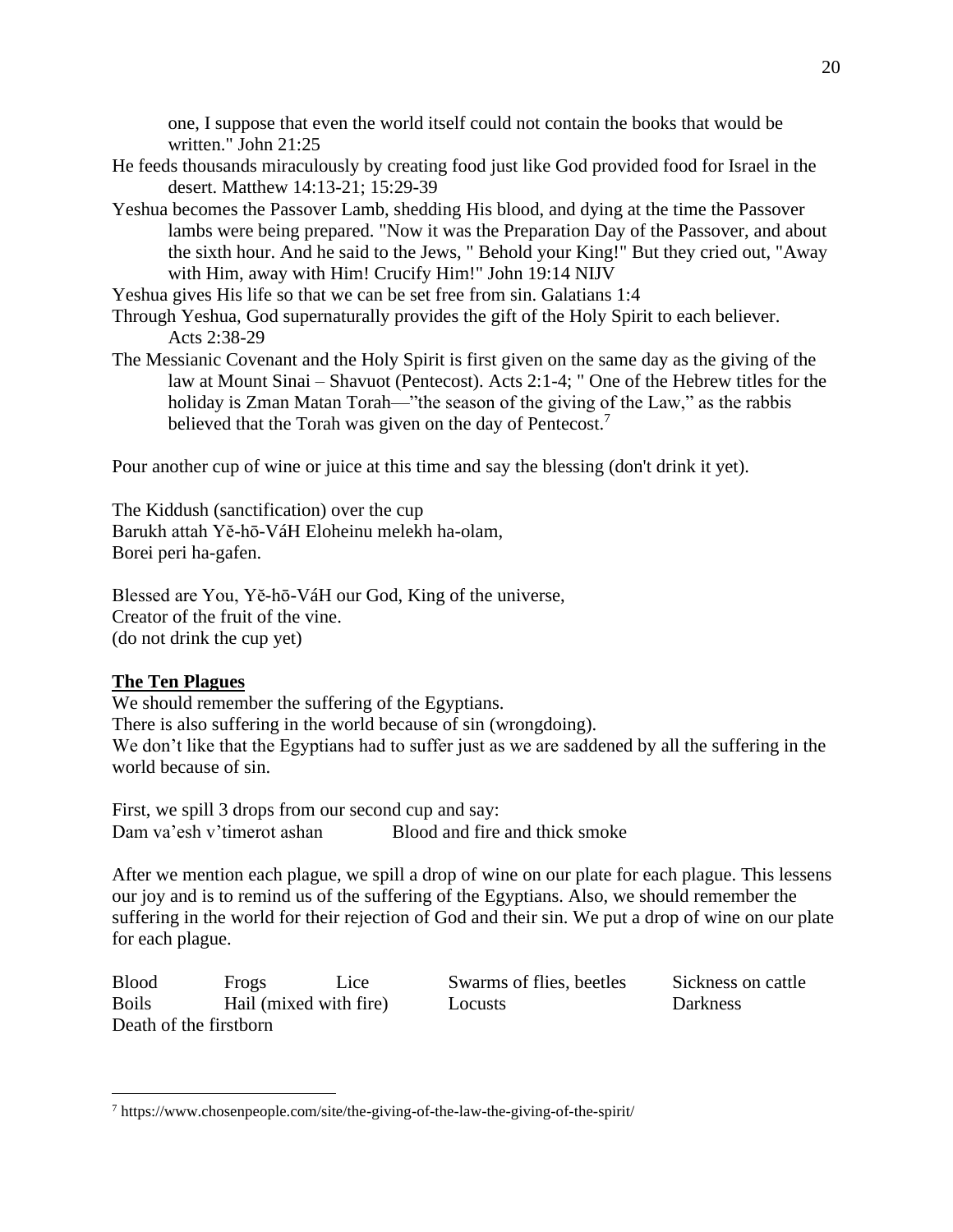one, I suppose that even the world itself could not contain the books that would be written." John 21:25

He feeds thousands miraculously by creating food just like God provided food for Israel in the desert. Matthew 14:13-21; 15:29-39

Yeshua becomes the Passover Lamb, shedding His blood, and dying at the time the Passover lambs were being prepared. "Now it was the Preparation Day of the Passover, and about the sixth hour. And he said to the Jews, " Behold your King!" But they cried out, "Away with Him, away with Him! Crucify Him!" John 19:14 NIJV

Yeshua gives His life so that we can be set free from sin. Galatians 1:4

Through Yeshua, God supernaturally provides the gift of the Holy Spirit to each believer. Acts 2:38-29

The Messianic Covenant and the Holy Spirit is first given on the same day as the giving of the law at Mount Sinai – Shavuot (Pentecost). Acts 2:1-4; " One of the Hebrew titles for the holiday is Zman Matan Torah—"the season of the giving of the Law," as the rabbis believed that the Torah was given on the day of Pentecost.[7]

Pour another cup of wine or juice at this time and say the blessing (don't drink it yet).

The Kiddush (sanctification) over the cup
Barukh attah Yĕ-hō-VáH Eloheinu melekh ha-olam,
Borei peri ha-gafen.

Blessed are You, Yĕ-hō-VáH our God, King of the universe,
Creator of the fruit of the vine.
(do not drink the cup yet)

**The Ten Plagues**

We should remember the suffering of the Egyptians.
There is also suffering in the world because of sin (wrongdoing).
We don't like that the Egyptians had to suffer just as we are saddened by all the suffering in the world because of sin.

First, we spill 3 drops from our second cup and say:
Dam va'esh v'timerot ashan Blood and fire and thick smoke

After we mention each plague, we spill a drop of wine on our plate for each plague. This lessens our joy and is to remind us of the suffering of the Egyptians. Also, we should remember the suffering in the world for their rejection of God and their sin. We put a drop of wine on our plate for each plague.

Blood Frogs Lice Swarms of flies, beetles Sickness on cattle
Boils Hail (mixed with fire) Locusts Darkness
Death of the firstborn

---

[7] https://www.chosenpeople.com/site/the-giving-of-the-law-the-giving-of-the-spirit/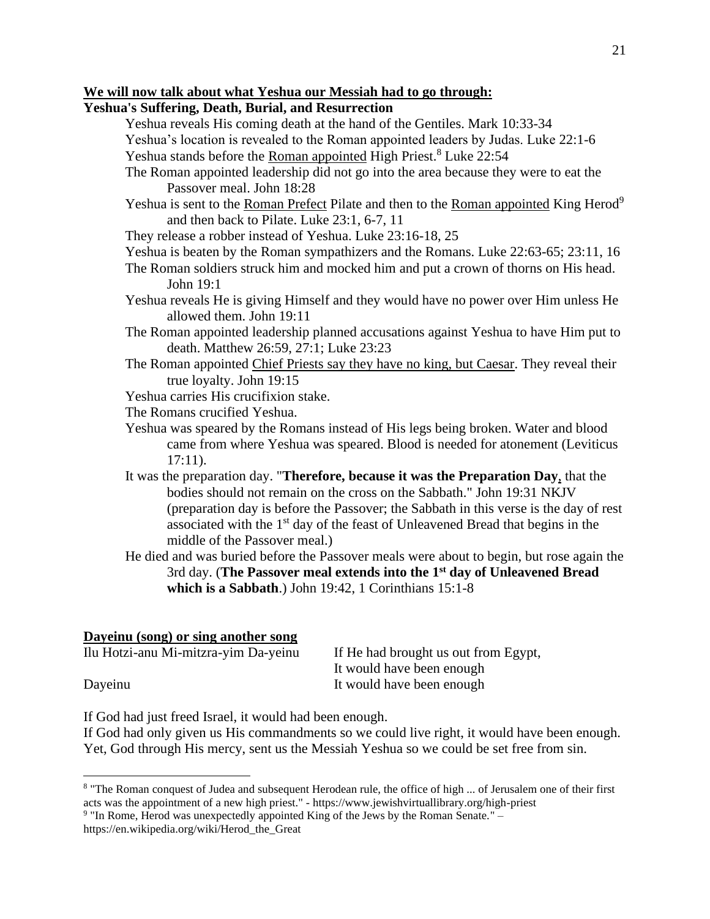**We will now talk about what Yeshua our Messiah had to go through:**

**Yeshua's Suffering, Death, Burial, and Resurrection**

Yeshua reveals His coming death at the hand of the Gentiles. Mark 10:33-34

Yeshua's location is revealed to the Roman appointed leaders by Judas. Luke 22:1-6

Yeshua stands before the Roman appointed High Priest.[8] Luke 22:54

The Roman appointed leadership did not go into the area because they were to eat the Passover meal. John 18:28

Yeshua is sent to the Roman Prefect Pilate and then to the Roman appointed King Herod[9] and then back to Pilate. Luke 23:1, 6-7, 11

They release a robber instead of Yeshua. Luke 23:16-18, 25

Yeshua is beaten by the Roman sympathizers and the Romans. Luke 22:63-65; 23:11, 16

The Roman soldiers struck him and mocked him and put a crown of thorns on His head. John 19:1

Yeshua reveals He is giving Himself and they would have no power over Him unless He allowed them. John 19:11

The Roman appointed leadership planned accusations against Yeshua to have Him put to death. Matthew 26:59, 27:1; Luke 23:23

The Roman appointed Chief Priests say they have no king, but Caesar. They reveal their true loyalty. John 19:15

Yeshua carries His crucifixion stake.

The Romans crucified Yeshua.

Yeshua was speared by the Romans instead of His legs being broken. Water and blood came from where Yeshua was speared. Blood is needed for atonement (Leviticus 17:11).

It was the preparation day. "**Therefore, because it was the Preparation Day,** that the bodies should not remain on the cross on the Sabbath." John 19:31 NKJV (preparation day is before the Passover; the Sabbath in this verse is the day of rest associated with the 1st day of the feast of Unleavened Bread that begins in the middle of the Passover meal.)

He died and was buried before the Passover meals were about to begin, but rose again the 3rd day. (**The Passover meal extends into the 1st day of Unleavened Bread which is a Sabbath**.) John 19:42, 1 Corinthians 15:1-8

**Dayeinu (song) or sing another song**

| | |
|---|---|
| Ilu Hotzi-anu Mi-mitzra-yim Da-yeinu | If He had brought us out from Egypt, It would have been enough |
| Dayeinu | It would have been enough |

If God had just freed Israel, it would had been enough.
If God had only given us His commandments so we could live right, it would have been enough.
Yet, God through His mercy, sent us the Messiah Yeshua so we could be set free from sin.

---

[8] "The Roman conquest of Judea and subsequent Herodean rule, the office of high ... of Jerusalem one of their first acts was the appointment of a new high priest." - https://www.jewishvirtuallibrary.org/high-priest

[9] "In Rome, Herod was unexpectedly appointed King of the Jews by the Roman Senate." – https://en.wikipedia.org/wiki/Herod_the_Great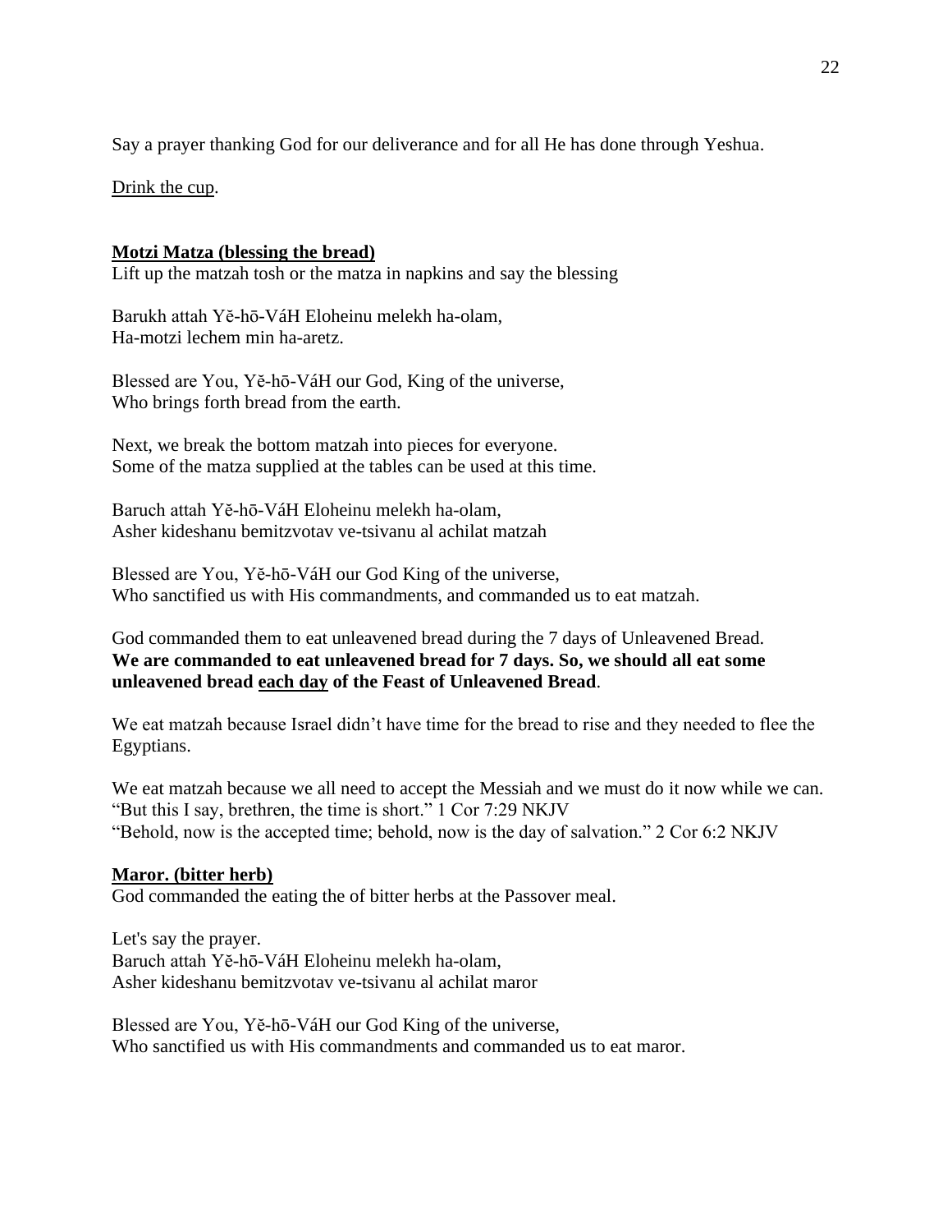Say a prayer thanking God for our deliverance and for all He has done through Yeshua.

<u>Drink the cup</u>.

**<u>Motzi Matza (blessing the bread)</u>**
Lift up the matzah tosh or the matza in napkins and say the blessing

Barukh attah Yĕ-hō-VáH Eloheinu melekh ha-olam,
Ha-motzi lechem min ha-aretz.

Blessed are You, Yĕ-hō-VáH our God, King of the universe,
Who brings forth bread from the earth.

Next, we break the bottom matzah into pieces for everyone.
Some of the matza supplied at the tables can be used at this time.

Baruch attah Yĕ-hō-VáH Eloheinu melekh ha-olam,
Asher kideshanu bemitzvotav ve-tsivanu al achilat matzah

Blessed are You, Yĕ-hō-VáH our God King of the universe,
Who sanctified us with His commandments, and commanded us to eat matzah.

God commanded them to eat unleavened bread during the 7 days of Unleavened Bread.
**We are commanded to eat unleavened bread for 7 days. So, we should all eat some unleavened bread <u>each day</u> of the Feast of Unleavened Bread**.

We eat matzah because Israel didn't have time for the bread to rise and they needed to flee the Egyptians.

We eat matzah because we all need to accept the Messiah and we must do it now while we can.
"But this I say, brethren, the time is short." 1 Cor 7:29 NKJV
"Behold, now is the accepted time; behold, now is the day of salvation." 2 Cor 6:2 NKJV

**<u>Maror. (bitter herb)</u>**
God commanded the eating the of bitter herbs at the Passover meal.

Let's say the prayer.
Baruch attah Yĕ-hō-VáH Eloheinu melekh ha-olam,
Asher kideshanu bemitzvotav ve-tsivanu al achilat maror

Blessed are You, Yĕ-hō-VáH our God King of the universe,
Who sanctified us with His commandments and commanded us to eat maror.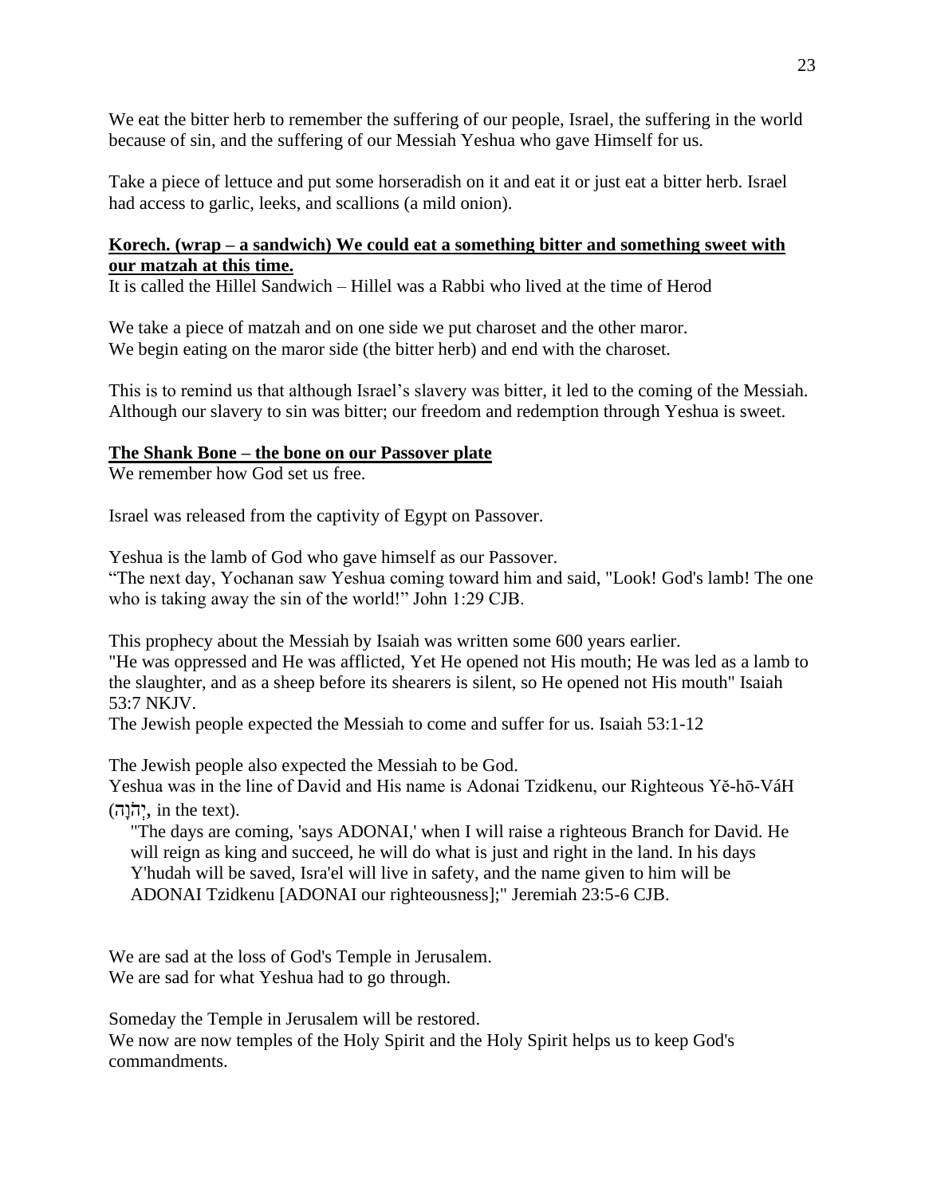We eat the bitter herb to remember the suffering of our people, Israel, the suffering in the world because of sin, and the suffering of our Messiah Yeshua who gave Himself for us.

Take a piece of lettuce and put some horseradish on it and eat it or just eat a bitter herb. Israel had access to garlic, leeks, and scallions (a mild onion).

**Korech. (wrap – a sandwich) We could eat a something bitter and something sweet with our matzah at this time.**

It is called the Hillel Sandwich – Hillel was a Rabbi who lived at the time of Herod

We take a piece of matzah and on one side we put charoset and the other maror.
We begin eating on the maror side (the bitter herb) and end with the charoset.

This is to remind us that although Israel's slavery was bitter, it led to the coming of the Messiah. Although our slavery to sin was bitter; our freedom and redemption through Yeshua is sweet.

**The Shank Bone – the bone on our Passover plate**

We remember how God set us free.

Israel was released from the captivity of Egypt on Passover.

Yeshua is the lamb of God who gave himself as our Passover.
"The next day, Yochanan saw Yeshua coming toward him and said, "Look! God's lamb! The one who is taking away the sin of the world!" John 1:29 CJB.

This prophecy about the Messiah by Isaiah was written some 600 years earlier.
"He was oppressed and He was afflicted, Yet He opened not His mouth; He was led as a lamb to the slaughter, and as a sheep before its shearers is silent, so He opened not His mouth" Isaiah 53:7 NKJV.
The Jewish people expected the Messiah to come and suffer for us. Isaiah 53:1-12

The Jewish people also expected the Messiah to be God.
Yeshua was in the line of David and His name is Adonai Tzidkenu, our Righteous Yĕ-hō-VáH (יְהֹוָה, in the text).

> "The days are coming, 'says ADONAI,' when I will raise a righteous Branch for David. He will reign as king and succeed, he will do what is just and right in the land. In his days Y'hudah will be saved, Isra'el will live in safety, and the name given to him will be ADONAI Tzidkenu [ADONAI our righteousness];" Jeremiah 23:5-6 CJB.

We are sad at the loss of God's Temple in Jerusalem.
We are sad for what Yeshua had to go through.

Someday the Temple in Jerusalem will be restored.
We now are now temples of the Holy Spirit and the Holy Spirit helps us to keep God's commandments.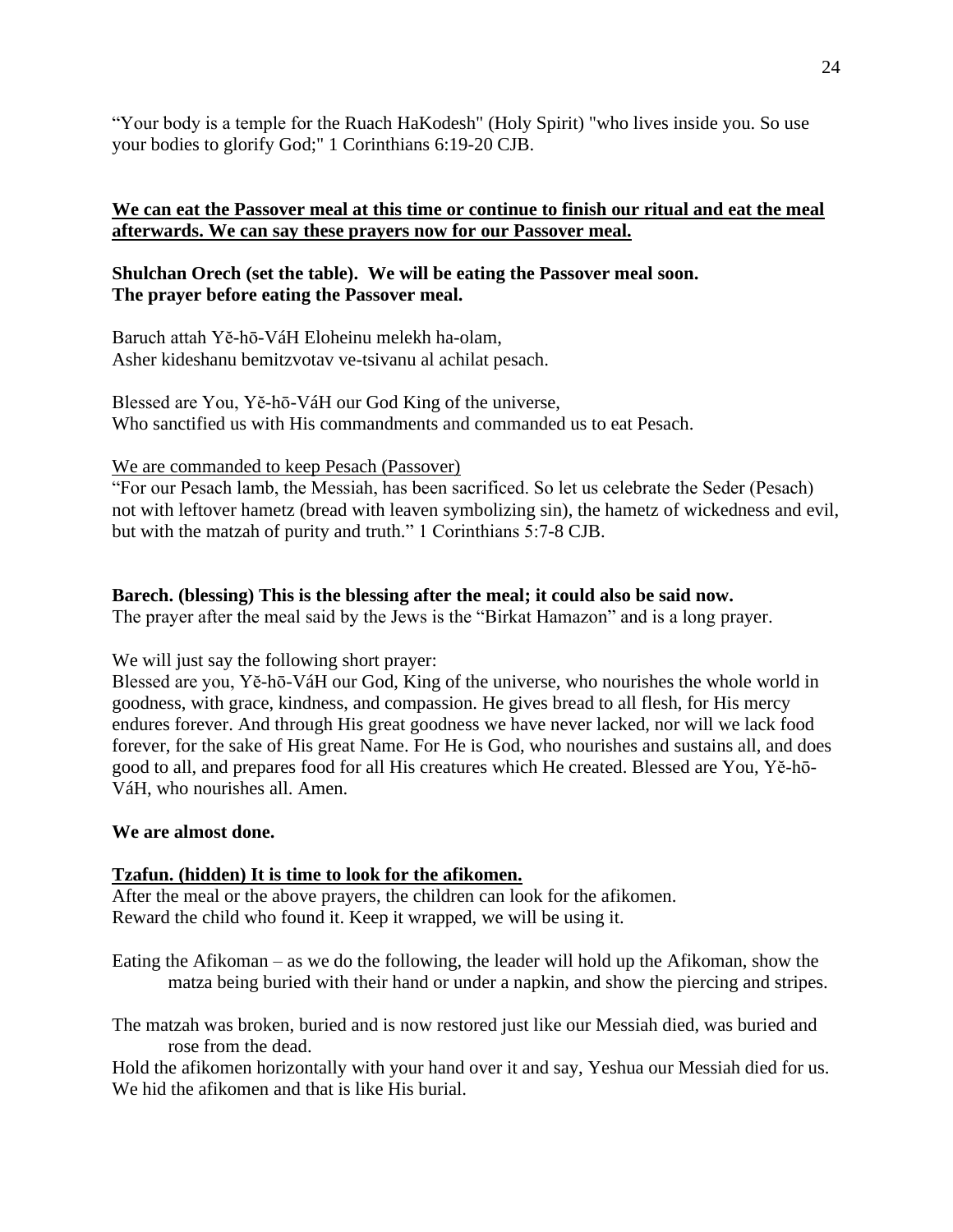“Your body is a temple for the Ruach HaKodesh" (Holy Spirit) "who lives inside you. So use your bodies to glorify God;" 1 Corinthians 6:19-20 CJB.

<u>**We can eat the Passover meal at this time or continue to finish our ritual and eat the meal afterwards. We can say these prayers now for our Passover meal.**</u>

**Shulchan Orech (set the table). We will be eating the Passover meal soon.**
**The prayer before eating the Passover meal.**

Baruch attah Yĕ-hō-VáH Eloheinu melekh ha-olam,
Asher kideshanu bemitzvotav ve-tsivanu al achilat pesach.

Blessed are You, Yĕ-hō-VáH our God King of the universe,
Who sanctified us with His commandments and commanded us to eat Pesach.

<u>We are commanded to keep Pesach (Passover)</u>
“For our Pesach lamb, the Messiah, has been sacrificed. So let us celebrate the Seder (Pesach) not with leftover hametz (bread with leaven symbolizing sin), the hametz of wickedness and evil, but with the matzah of purity and truth.” 1 Corinthians 5:7-8 CJB.

**Barech. (blessing) This is the blessing after the meal; it could also be said now.**
The prayer after the meal said by the Jews is the “Birkat Hamazon” and is a long prayer.

We will just say the following short prayer:
Blessed are you, Yĕ-hō-VáH our God, King of the universe, who nourishes the whole world in goodness, with grace, kindness, and compassion. He gives bread to all flesh, for His mercy endures forever. And through His great goodness we have never lacked, nor will we lack food forever, for the sake of His great Name. For He is God, who nourishes and sustains all, and does good to all, and prepares food for all His creatures which He created. Blessed are You, Yĕ-hō-VáH, who nourishes all. Amen.

**We are almost done.**

<u>**Tzafun. (hidden) It is time to look for the afikomen.**</u>
After the meal or the above prayers, the children can look for the afikomen.
Reward the child who found it. Keep it wrapped, we will be using it.

Eating the Afikoman – as we do the following, the leader will hold up the Afikoman, show the matza being buried with their hand or under a napkin, and show the piercing and stripes.

The matzah was broken, buried and is now restored just like our Messiah died, was buried and rose from the dead.
Hold the afikomen horizontally with your hand over it and say, Yeshua our Messiah died for us.
We hid the afikomen and that is like His burial.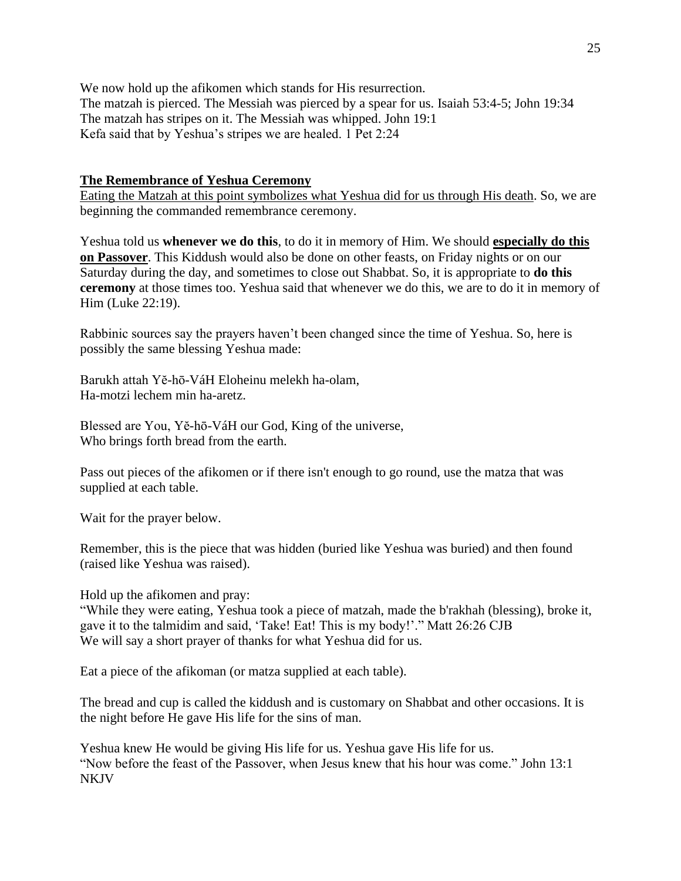We now hold up the afikomen which stands for His resurrection.
The matzah is pierced. The Messiah was pierced by a spear for us. Isaiah 53:4-5; John 19:34
The matzah has stripes on it. The Messiah was whipped. John 19:1
Kefa said that by Yeshua's stripes we are healed. 1 Pet 2:24

## The Remembrance of Yeshua Ceremony

Eating the Matzah at this point symbolizes what Yeshua did for us through His death. So, we are beginning the commanded remembrance ceremony.

Yeshua told us **whenever we do this**, to do it in memory of Him. We should **especially do this on Passover**. This Kiddush would also be done on other feasts, on Friday nights or on our Saturday during the day, and sometimes to close out Shabbat. So, it is appropriate to **do this ceremony** at those times too. Yeshua said that whenever we do this, we are to do it in memory of Him (Luke 22:19).

Rabbinic sources say the prayers haven't been changed since the time of Yeshua. So, here is possibly the same blessing Yeshua made:

Barukh attah Yĕ-hō-VáH Eloheinu melekh ha-olam,
Ha-motzi lechem min ha-aretz.

Blessed are You, Yĕ-hō-VáH our God, King of the universe,
Who brings forth bread from the earth.

Pass out pieces of the afikomen or if there isn't enough to go round, use the matza that was supplied at each table.

Wait for the prayer below.

Remember, this is the piece that was hidden (buried like Yeshua was buried) and then found (raised like Yeshua was raised).

Hold up the afikomen and pray:
"While they were eating, Yeshua took a piece of matzah, made the b'rakhah (blessing), broke it, gave it to the talmidim and said, 'Take! Eat! This is my body!'." Matt 26:26 CJB
We will say a short prayer of thanks for what Yeshua did for us.

Eat a piece of the afikoman (or matza supplied at each table).

The bread and cup is called the kiddush and is customary on Shabbat and other occasions. It is the night before He gave His life for the sins of man.

Yeshua knew He would be giving His life for us. Yeshua gave His life for us.
"Now before the feast of the Passover, when Jesus knew that his hour was come." John 13:1 NKJV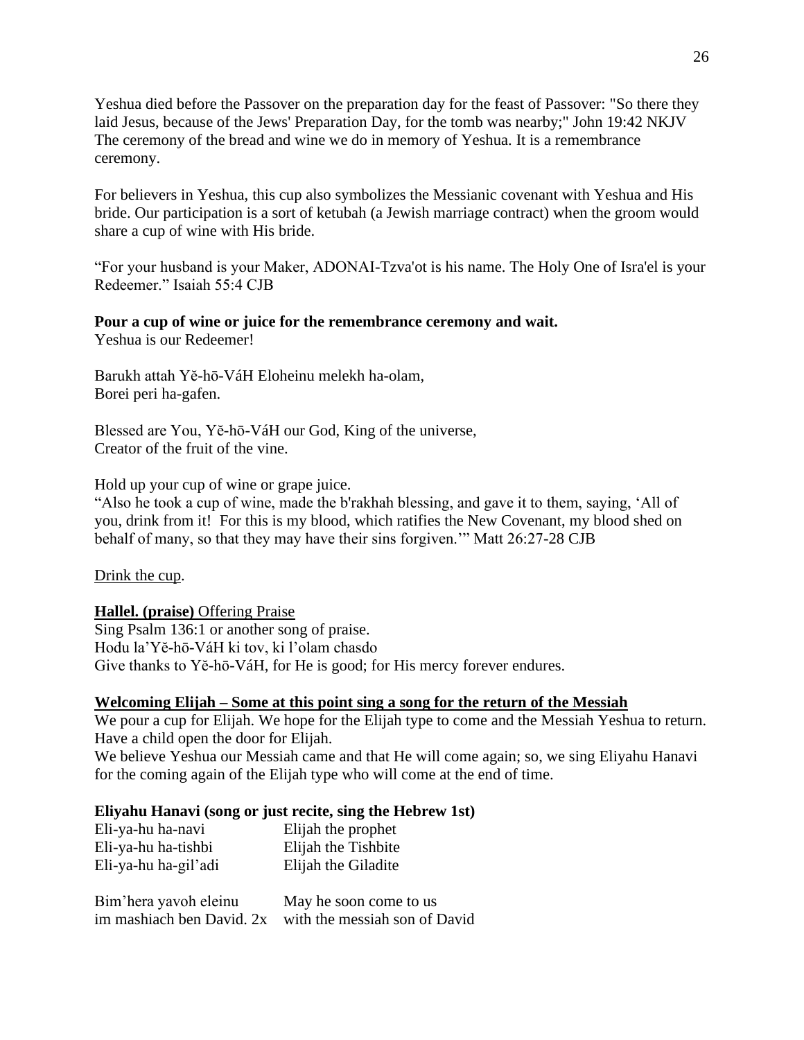Yeshua died before the Passover on the preparation day for the feast of Passover: "So there they laid Jesus, because of the Jews' Preparation Day, for the tomb was nearby;" John 19:42 NKJV
The ceremony of the bread and wine we do in memory of Yeshua. It is a remembrance ceremony.

For believers in Yeshua, this cup also symbolizes the Messianic covenant with Yeshua and His bride. Our participation is a sort of ketubah (a Jewish marriage contract) when the groom would share a cup of wine with His bride.

"For your husband is your Maker, ADONAI-Tzva'ot is his name. The Holy One of Isra'el is your Redeemer." Isaiah 55:4 CJB

**Pour a cup of wine or juice for the remembrance ceremony and wait.**
Yeshua is our Redeemer!

Barukh attah Yĕ-hō-VáH Eloheinu melekh ha-olam,
Borei peri ha-gafen.

Blessed are You, Yĕ-hō-VáH our God, King of the universe,
Creator of the fruit of the vine.

Hold up your cup of wine or grape juice.
"Also he took a cup of wine, made the b'rakhah blessing, and gave it to them, saying, 'All of you, drink from it! For this is my blood, which ratifies the New Covenant, my blood shed on behalf of many, so that they may have their sins forgiven.'" Matt 26:27-28 CJB

<u>Drink the cup</u>.

**<u>Hallel. (praise)</u>** <u>Offering Praise</u>
Sing Psalm 136:1 or another song of praise.
Hodu la'Yĕ-hō-VáH ki tov, ki l'olam chasdo
Give thanks to Yĕ-hō-VáH, for He is good; for His mercy forever endures.

**<u>Welcoming Elijah – Some at this point sing a song for the return of the Messiah</u>**
We pour a cup for Elijah. We hope for the Elijah type to come and the Messiah Yeshua to return. Have a child open the door for Elijah.
We believe Yeshua our Messiah came and that He will come again; so, we sing Eliyahu Hanavi for the coming again of the Elijah type who will come at the end of time.

**Eliyahu Hanavi (song or just recite, sing the Hebrew 1st)**

| | |
|---|---|
| Eli-ya-hu ha-navi | Elijah the prophet |
| Eli-ya-hu ha-tishbi | Elijah the Tishbite |
| Eli-ya-hu ha-gil'adi | Elijah the Giladite |
| | |
| Bim'hera yavoh eleinu | May he soon come to us |
| im mashiach ben David. 2x | with the messiah son of David |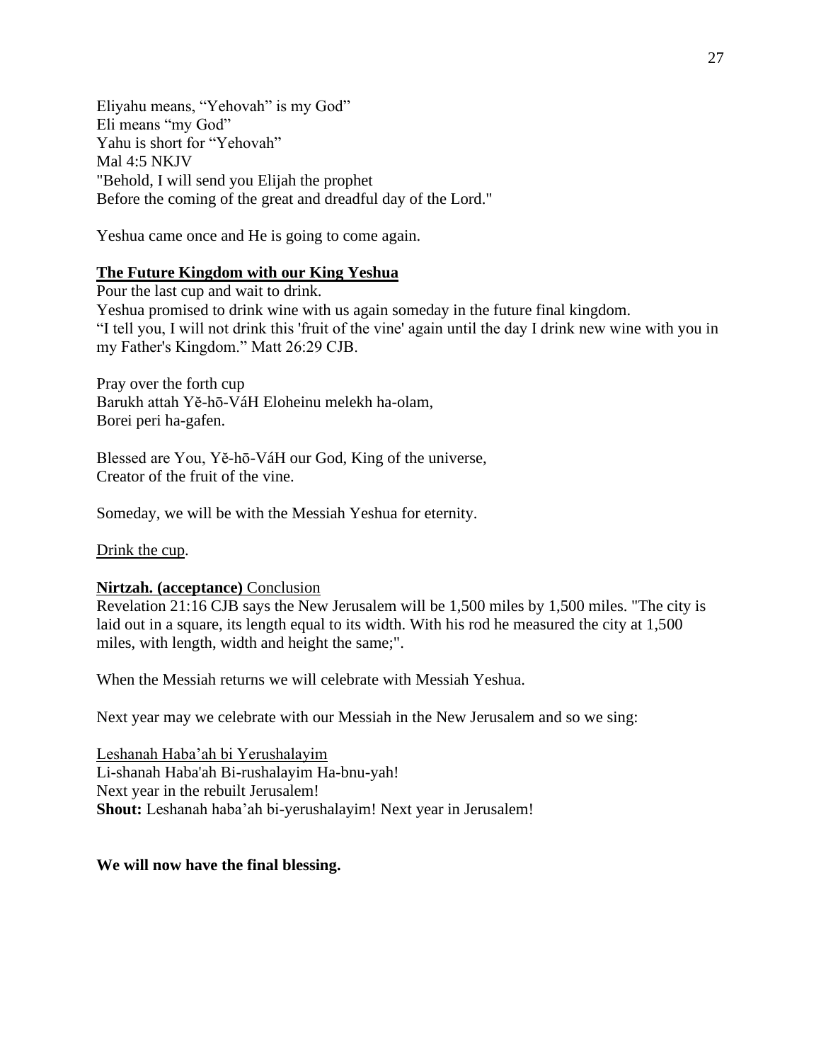Eliyahu means, “Yehovah” is my God”
Eli means “my God”
Yahu is short for “Yehovah”
Mal 4:5 NKJV
"Behold, I will send you Elijah the prophet
Before the coming of the great and dreadful day of the Lord."

Yeshua came once and He is going to come again.

**The Future Kingdom with our King Yeshua**

Pour the last cup and wait to drink.
Yeshua promised to drink wine with us again someday in the future final kingdom.
“I tell you, I will not drink this 'fruit of the vine' again until the day I drink new wine with you in my Father's Kingdom.” Matt 26:29 CJB.

Pray over the forth cup
Barukh attah Yĕ-hō-VáH Eloheinu melekh ha-olam,
Borei peri ha-gafen.

Blessed are You, Yĕ-hō-VáH our God, King of the universe,
Creator of the fruit of the vine.

Someday, we will be with the Messiah Yeshua for eternity.

Drink the cup.

**Nirtzah. (acceptance)** Conclusion

Revelation 21:16 CJB says the New Jerusalem will be 1,500 miles by 1,500 miles. "The city is laid out in a square, its length equal to its width. With his rod he measured the city at 1,500 miles, with length, width and height the same;".

When the Messiah returns we will celebrate with Messiah Yeshua.

Next year may we celebrate with our Messiah in the New Jerusalem and so we sing:

Leshanah Haba’ah bi Yerushalayim
Li-shanah Haba'ah Bi-rushalayim Ha-bnu-yah!
Next year in the rebuilt Jerusalem!
**Shout:** Leshanah haba’ah bi-yerushalayim! Next year in Jerusalem!

**We will now have the final blessing.**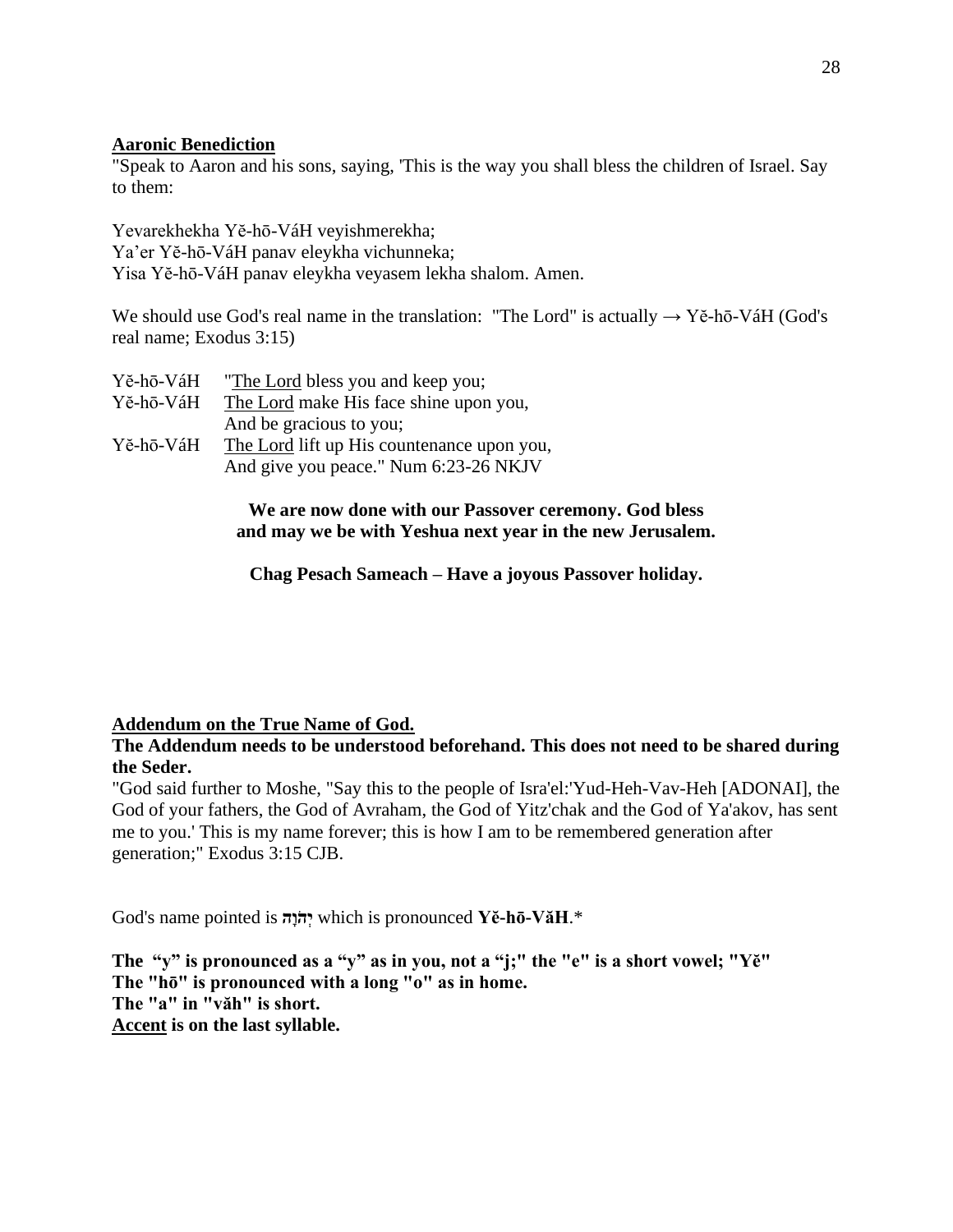**Aaronic Benediction**

"Speak to Aaron and his sons, saying, 'This is the way you shall bless the children of Israel. Say to them:

Yevarekhekha Yĕ-hō-VáH veyishmerekha;
Ya'er Yĕ-hō-VáH panav eleykha vichunneka;
Yisa Yĕ-hō-VáH panav eleykha veyasem lekha shalom. Amen.

We should use God's real name in the translation: "The Lord" is actually → Yĕ-hō-VáH (God's real name; Exodus 3:15)

| | |
|---|---|
| Yĕ-hō-VáH | "<u>The Lord</u> bless you and keep you; |
| Yĕ-hō-VáH | <u>The Lord</u> make His face shine upon you, |
| | And be gracious to you; |
| Yĕ-hō-VáH | <u>The Lord</u> lift up His countenance upon you, |
| | And give you peace." Num 6:23-26 NKJV |

**We are now done with our Passover ceremony. God bless and may we be with Yeshua next year in the new Jerusalem.**

**Chag Pesach Sameach – Have a joyous Passover holiday.**

**Addendum on the True Name of God.**

**The Addendum needs to be understood beforehand. This does not need to be shared during the Seder.**

"God said further to Moshe, "Say this to the people of Isra'el:'Yud-Heh-Vav-Heh [ADONAI], the God of your fathers, the God of Avraham, the God of Yitz'chak and the God of Ya'akov, has sent me to you.' This is my name forever; this is how I am to be remembered generation after generation;" Exodus 3:15 CJB.

God's name pointed is **יְהֹוָה** which is pronounced **Yĕ-hō-VăH**.*

**The "y" is pronounced as a "y" as in you, not a "j;" the "e" is a short vowel; "Yĕ"**
**The "hō" is pronounced with a long "o" as in home.**
**The "a" in "văh" is short.**
**<u>Accent</u> is on the last syllable.**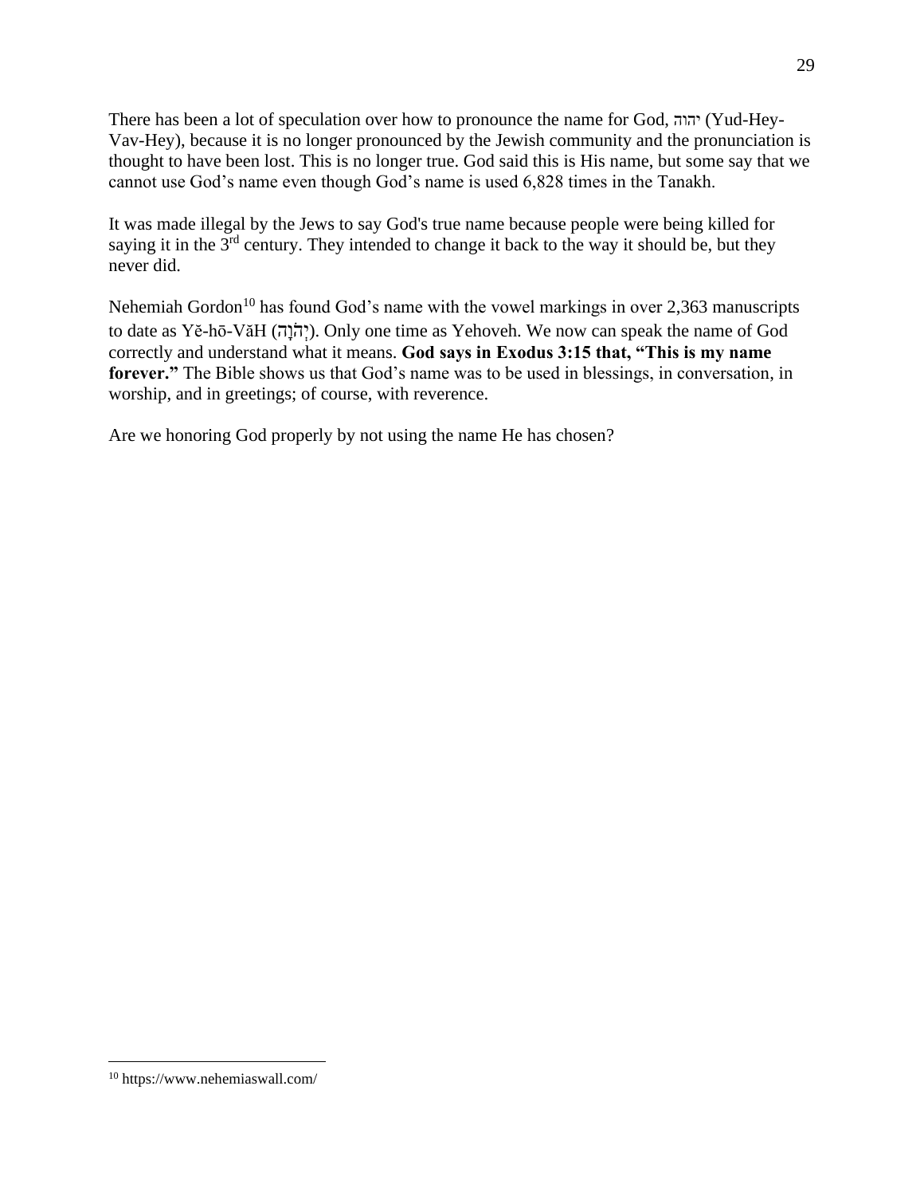There has been a lot of speculation over how to pronounce the name for God, יהוה (Yud-Hey-Vav-Hey), because it is no longer pronounced by the Jewish community and the pronunciation is thought to have been lost. This is no longer true. God said this is His name, but some say that we cannot use God's name even though God's name is used 6,828 times in the Tanakh.

It was made illegal by the Jews to say God's true name because people were being killed for saying it in the 3rd century. They intended to change it back to the way it should be, but they never did.

Nehemiah Gordon[10] has found God's name with the vowel markings in over 2,363 manuscripts to date as Yĕ-hō-VăH (יְהֹוָה). Only one time as Yehoveh. We now can speak the name of God correctly and understand what it means. **God says in Exodus 3:15 that, "This is my name forever."** The Bible shows us that God's name was to be used in blessings, in conversation, in worship, and in greetings; of course, with reverence.

Are we honoring God properly by not using the name He has chosen?

---

[10] https://www.nehemiaswall.com/